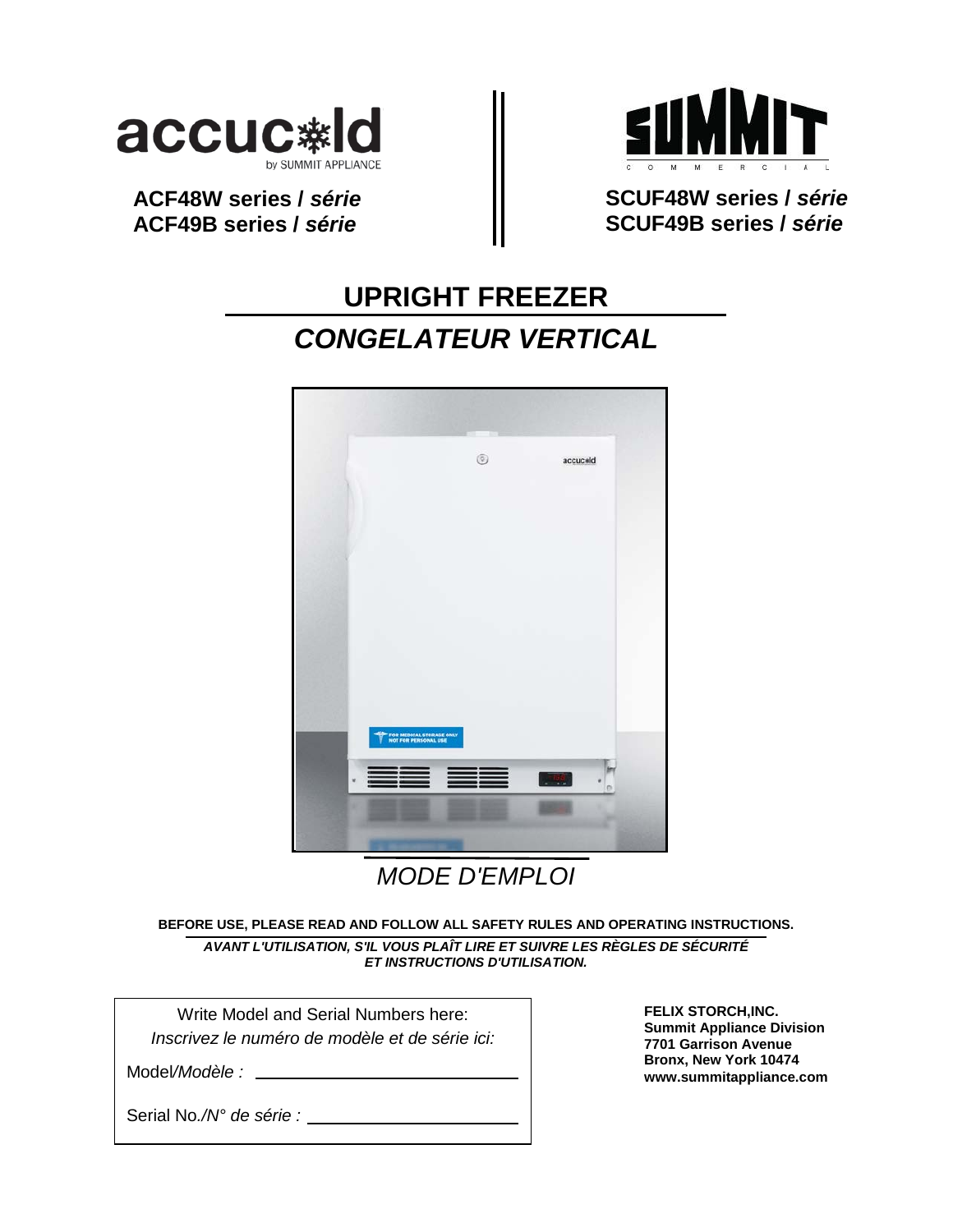accucold by SUMMIT APPLIANCE

**ACF48W series /** ***série***
**ACF49B series /** ***série***

SUMMIT COMMERCIAL

**SCUF48W series /** ***série***
**SCUF49B series /** ***série***

# UPRIGHT FREEZER

## *CONGELATEUR VERTICAL*

*MODE D'EMPLOI*

**BEFORE USE, PLEASE READ AND FOLLOW ALL SAFETY RULES AND OPERATING INSTRUCTIONS.**

***AVANT L'UTILISATION, S'IL VOUS PLAÎT LIRE ET SUIVRE LES RÈGLES DE SÉCURITÉ ET INSTRUCTIONS D'UTILISATION.***

Write Model and Serial Numbers here:
*Inscrivez le numéro de modèle et de série ici:*

Model/*Modèle :* ______________________

Serial No./*N° de série :* ______________________

**FELIX STORCH,INC.**
**Summit Appliance Division**
**7701 Garrison Avenue**
**Bronx, New York 10474**
**www.summitappliance.com**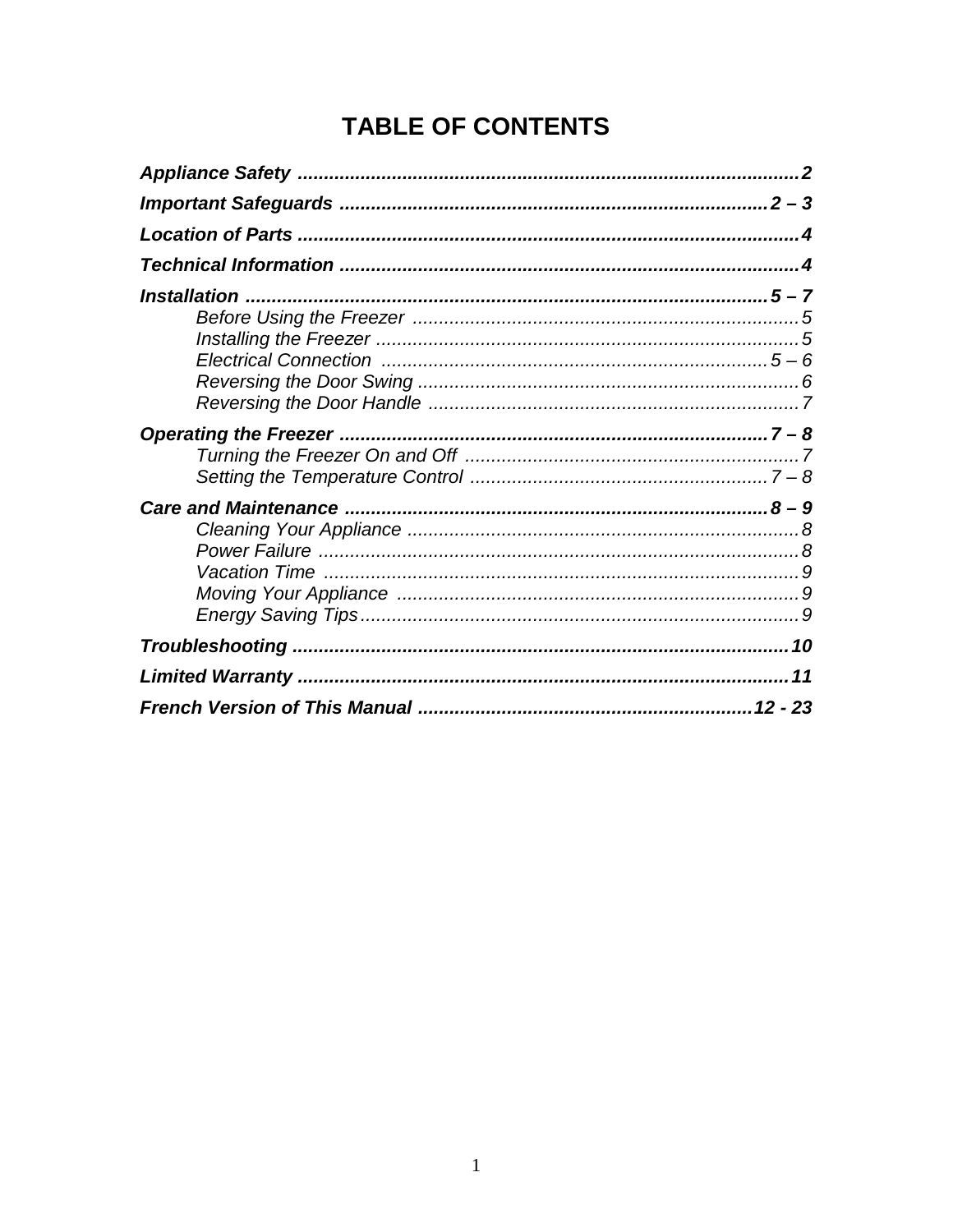# TABLE OF CONTENTS

***Appendix Safety*** ..... ***2***

***Important Safeguards*** ..... ***2 – 3***

***Location of Parts*** ..... ***4***

***Technical Information*** ..... ***4***

***Installation*** ..... ***5 – 7***

- *Before Using the Freezer* ..... *5*
- *Installing the Freezer* ..... *5*
- *Electrical Connection* ..... *5 – 6*
- *Reversing the Door Swing* ..... *6*
- *Reversing the Door Handle* ..... *7*

***Operating the Freezer*** ..... ***7 – 8***

- *Turning the Freezer On and Off* ..... *7*
- *Setting the Temperature Control* ..... *7 – 8*

***Care and Maintenance*** ..... ***8 – 9***

- *Cleaning Your Appliance* ..... *8*
- *Power Failure* ..... *8*
- *Vacation Time* ..... *9*
- *Moving Your Appliance* ..... *9*
- *Energy Saving Tips* ..... *9*

***Troubleshooting*** ..... ***10***

***Limited Warranty*** ..... ***11***

***French Version of This Manual*** ..... ***12 - 23***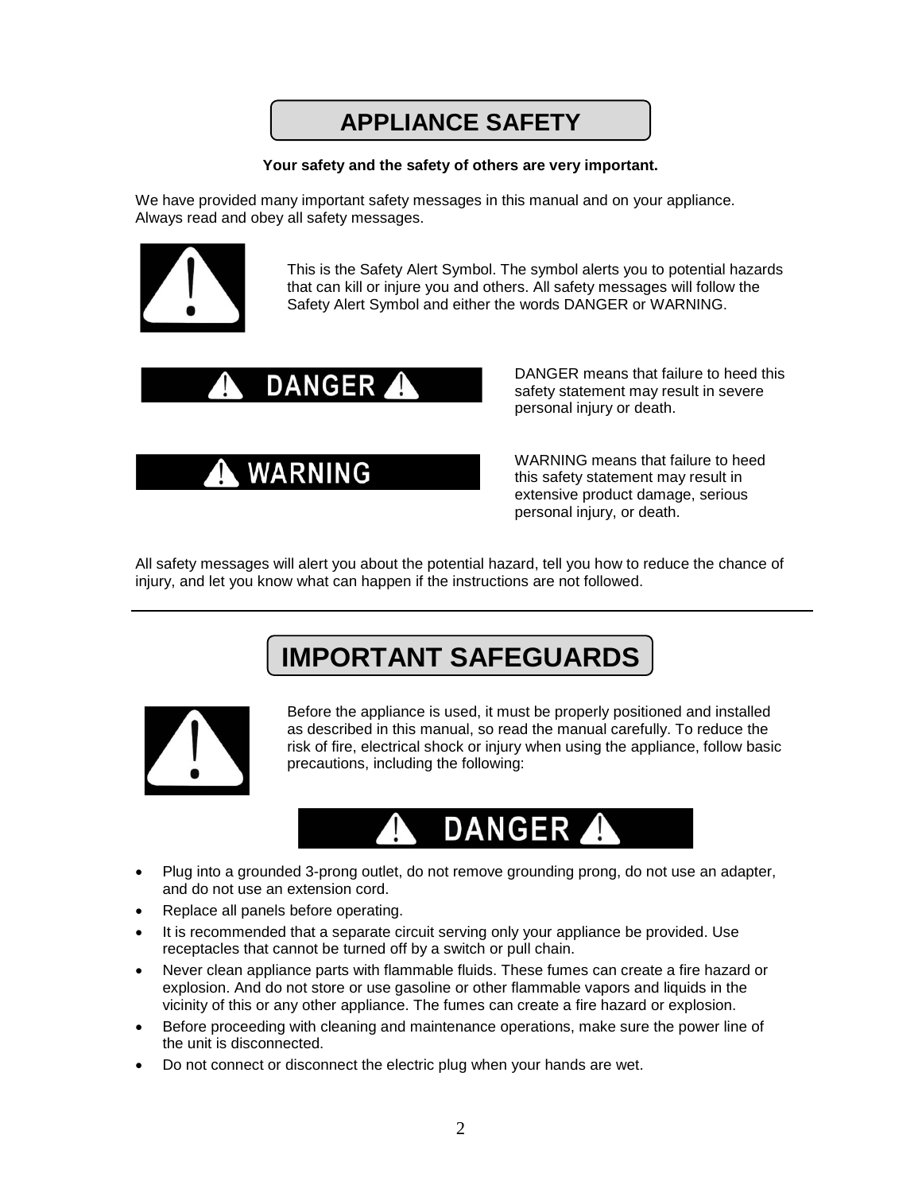# APPLIANCE SAFETY

**Your safety and the safety of others are very important.**

We have provided many important safety messages in this manual and on your appliance. Always read and obey all safety messages.

This is the Safety Alert Symbol. The symbol alerts you to potential hazards that can kill or injure you and others. All safety messages will follow the Safety Alert Symbol and either the words DANGER or WARNING.

**DANGER**

DANGER means that failure to heed this safety statement may result in severe personal injury or death.

**WARNING**

WARNING means that failure to heed this safety statement may result in extensive product damage, serious personal injury, or death.

All safety messages will alert you about the potential hazard, tell you how to reduce the chance of injury, and let you know what can happen if the instructions are not followed.

---

# IMPORTANT SAFEGUARDS

Before the appliance is used, it must be properly positioned and installed as described in this manual, so read the manual carefully. To reduce the risk of fire, electrical shock or injury when using the appliance, follow basic precautions, including the following:

**DANGER**

- Plug into a grounded 3-prong outlet, do not remove grounding prong, do not use an adapter, and do not use an extension cord.
- Replace all panels before operating.
- It is recommended that a separate circuit serving only your appliance be provided. Use receptacles that cannot be turned off by a switch or pull chain.
- Never clean appliance parts with flammable fluids. These fumes can create a fire hazard or explosion. And do not store or use gasoline or other flammable vapors and liquids in the vicinity of this or any other appliance. The fumes can create a fire hazard or explosion.
- Before proceeding with cleaning and maintenance operations, make sure the power line of the unit is disconnected.
- Do not connect or disconnect the electric plug when your hands are wet.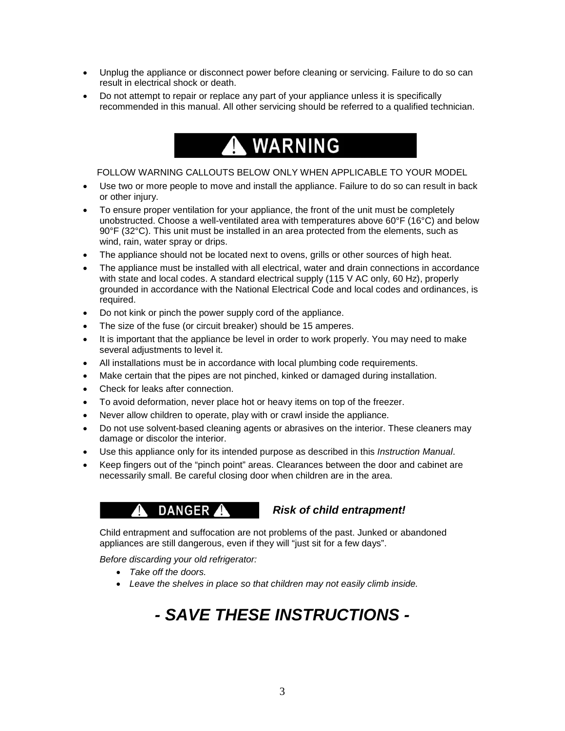- Unplug the appliance or disconnect power before cleaning or servicing. Failure to do so can result in electrical shock or death.
- Do not attempt to repair or replace any part of your appliance unless it is specifically recommended in this manual. All other servicing should be referred to a qualified technician.

## ⚠ WARNING

FOLLOW WARNING CALLOUTS BELOW ONLY WHEN APPLICABLE TO YOUR MODEL

- Use two or more people to move and install the appliance. Failure to do so can result in back or other injury.
- To ensure proper ventilation for your appliance, the front of the unit must be completely unobstructed. Choose a well-ventilated area with temperatures above 60°F (16°C) and below 90°F (32°C). This unit must be installed in an area protected from the elements, such as wind, rain, water spray or drips.
- The appliance should not be located next to ovens, grills or other sources of high heat.
- The appliance must be installed with all electrical, water and drain connections in accordance with state and local codes. A standard electrical supply (115 V AC only, 60 Hz), properly grounded in accordance with the National Electrical Code and local codes and ordinances, is required.
- Do not kink or pinch the power supply cord of the appliance.
- The size of the fuse (or circuit breaker) should be 15 amperes.
- It is important that the appliance be level in order to work properly. You may need to make several adjustments to level it.
- All installations must be in accordance with local plumbing code requirements.
- Make certain that the pipes are not pinched, kinked or damaged during installation.
- Check for leaks after connection.
- To avoid deformation, never place hot or heavy items on top of the freezer.
- Never allow children to operate, play with or crawl inside the appliance.
- Do not use solvent-based cleaning agents or abrasives on the interior. These cleaners may damage or discolor the interior.
- Use this appliance only for its intended purpose as described in this *Instruction Manual*.
- Keep fingers out of the "pinch point" areas. Clearances between the door and cabinet are necessarily small. Be careful closing door when children are in the area.

## ⚠ DANGER ⚠ ***Risk of child entrapment!***

Child entrapment and suffocation are not problems of the past. Junked or abandoned appliances are still dangerous, even if they will "just sit for a few days".

*Before discarding your old refrigerator:*

- *Take off the doors.*
- *Leave the shelves in place so that children may not easily climb inside.*

# *- SAVE THESE INSTRUCTIONS -*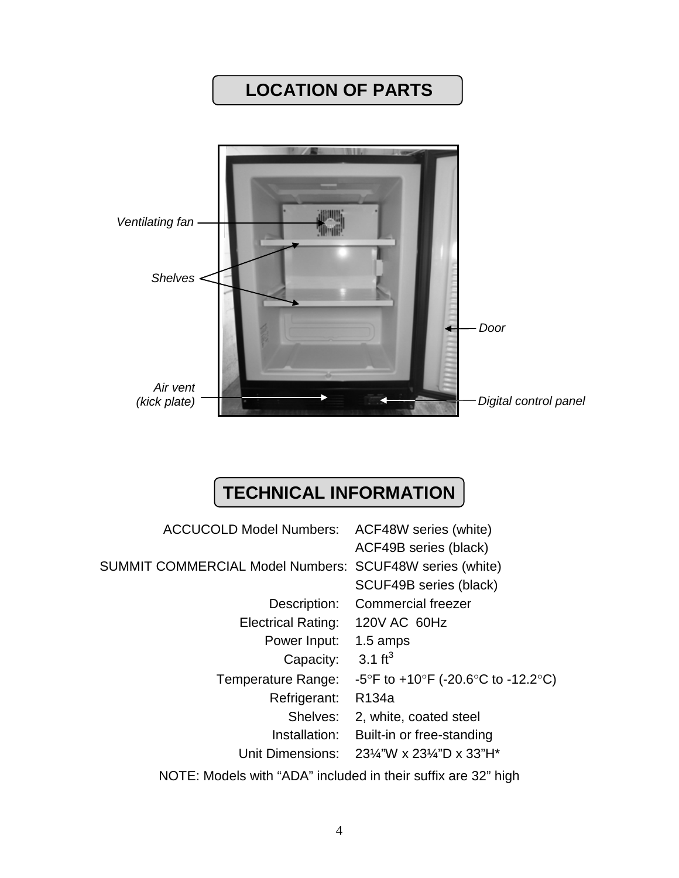## LOCATION OF PARTS

*Ventilating fan*

*Shelves*

*Door*

*Air vent (kick plate)*

*Digital control panel*

## TECHNICAL INFORMATION

| | |
|---|---|
| ACCUCOLD Model Numbers: | ACF48W series (white) |
| | ACF49B series (black) |
| SUMMIT COMMERCIAL Model Numbers: | SCUF48W series (white) |
| | SCUF49B series (black) |
| Description: | Commercial freezer |
| Electrical Rating: | 120V AC 60Hz |
| Power Input: | 1.5 amps |
| Capacity: | 3.1 $ft^3$ |
| Temperature Range: | -5°F to +10°F (-20.6°C to -12.2°C) |
| Refrigerant: | R134a |
| Shelves: | 2, white, coated steel |
| Installation: | Built-in or free-standing |
| Unit Dimensions: | 23¼"W x 23¼"D x 33"H* |

NOTE: Models with "ADA" included in their suffix are 32" high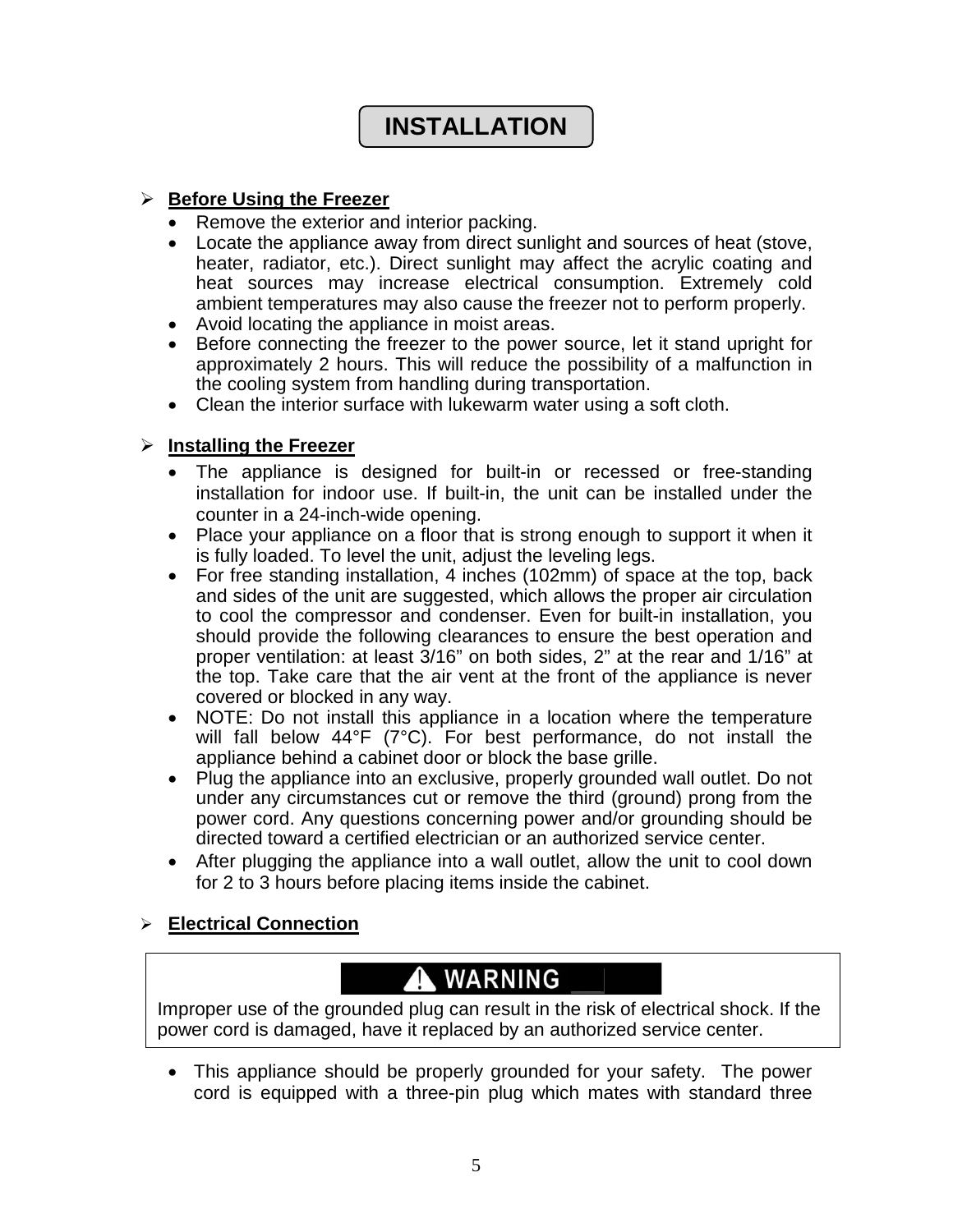# INSTALLATION

➢ **Before Using the Freezer**

- Remove the exterior and interior packing.
- Locate the appliance away from direct sunlight and sources of heat (stove, heater, radiator, etc.). Direct sunlight may affect the acrylic coating and heat sources may increase electrical consumption. Extremely cold ambient temperatures may also cause the freezer not to perform properly.
- Avoid locating the appliance in moist areas.
- Before connecting the freezer to the power source, let it stand upright for approximately 2 hours. This will reduce the possibility of a malfunction in the cooling system from handling during transportation.
- Clean the interior surface with lukewarm water using a soft cloth.

➢ **Installing the Freezer**

- The appliance is designed for built-in or recessed or free-standing installation for indoor use. If built-in, the unit can be installed under the counter in a 24-inch-wide opening.
- Place your appliance on a floor that is strong enough to support it when it is fully loaded. To level the unit, adjust the leveling legs.
- For free standing installation, 4 inches (102mm) of space at the top, back and sides of the unit are suggested, which allows the proper air circulation to cool the compressor and condenser. Even for built-in installation, you should provide the following clearances to ensure the best operation and proper ventilation: at least 3/16" on both sides, 2" at the rear and 1/16" at the top. Take care that the air vent at the front of the appliance is never covered or blocked in any way.
- NOTE: Do not install this appliance in a location where the temperature will fall below 44°F (7°C). For best performance, do not install the appliance behind a cabinet door or block the base grille.
- Plug the appliance into an exclusive, properly grounded wall outlet. Do not under any circumstances cut or remove the third (ground) prong from the power cord. Any questions concerning power and/or grounding should be directed toward a certified electrician or an authorized service center.
- After plugging the appliance into a wall outlet, allow the unit to cool down for 2 to 3 hours before placing items inside the cabinet.

➢ **Electrical Connection**

**⚠ WARNING**

Improper use of the grounded plug can result in the risk of electrical shock. If the power cord is damaged, have it replaced by an authorized service center.

- This appliance should be properly grounded for your safety. The power cord is equipped with a three-pin plug which mates with standard three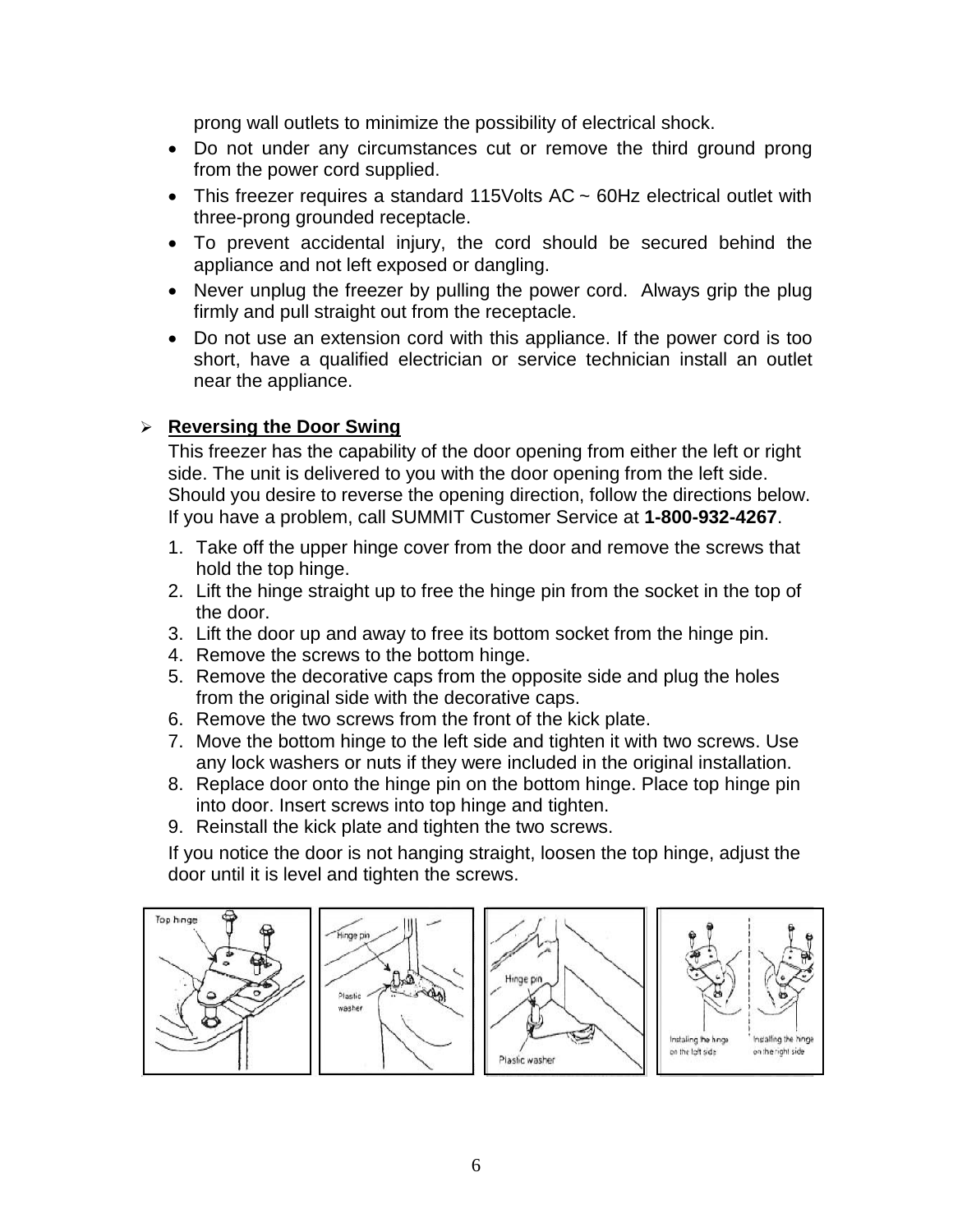prong wall outlets to minimize the possibility of electrical shock.

- Do not under any circumstances cut or remove the third ground prong from the power cord supplied.
- This freezer requires a standard 115Volts AC ~ 60Hz electrical outlet with three-prong grounded receptacle.
- To prevent accidental injury, the cord should be secured behind the appliance and not left exposed or dangling.
- Never unplug the freezer by pulling the power cord. Always grip the plug firmly and pull straight out from the receptacle.
- Do not use an extension cord with this appliance. If the power cord is too short, have a qualified electrician or service technician install an outlet near the appliance.

## Reversing the Door Swing

This freezer has the capability of the door opening from either the left or right side. The unit is delivered to you with the door opening from the left side. Should you desire to reverse the opening direction, follow the directions below. If you have a problem, call SUMMIT Customer Service at **1-800-932-4267**.

1. Take off the upper hinge cover from the door and remove the screws that hold the top hinge.
2. Lift the hinge straight up to free the hinge pin from the socket in the top of the door.
3. Lift the door up and away to free its bottom socket from the hinge pin.
4. Remove the screws to the bottom hinge.
5. Remove the decorative caps from the opposite side and plug the holes from the original side with the decorative caps.
6. Remove the two screws from the front of the kick plate.
7. Move the bottom hinge to the left side and tighten it with two screws. Use any lock washers or nuts if they were included in the original installation.
8. Replace door onto the hinge pin on the bottom hinge. Place top hinge pin into door. Insert screws into top hinge and tighten.
9. Reinstall the kick plate and tighten the two screws.

If you notice the door is not hanging straight, loosen the top hinge, adjust the door until it is level and tighten the screws.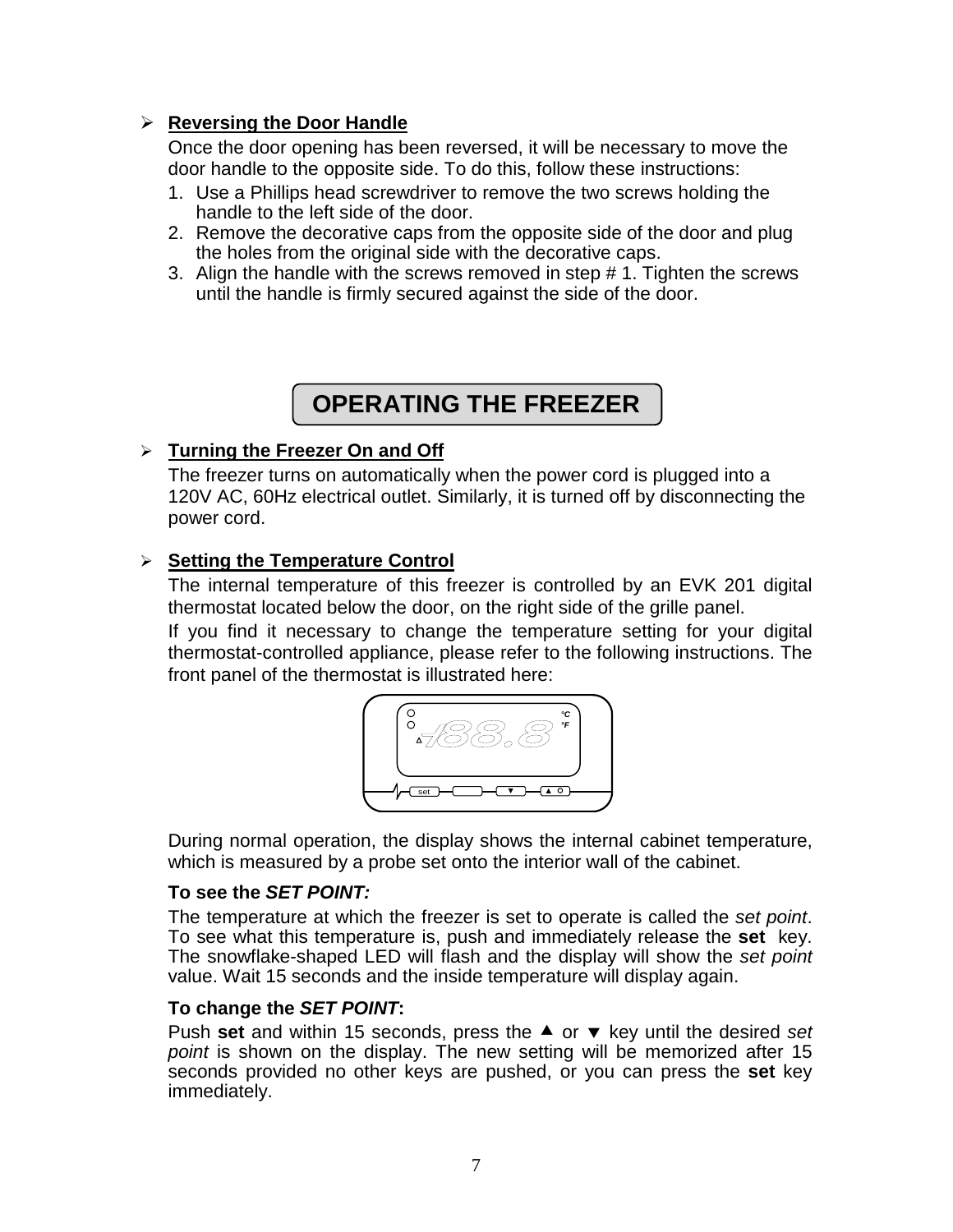- **Reversing the Door Handle**

  Once the door opening has been reversed, it will be necessary to move the door handle to the opposite side. To do this, follow these instructions:

  1. Use a Phillips head screwdriver to remove the two screws holding the handle to the left side of the door.
  2. Remove the decorative caps from the opposite side of the door and plug the holes from the original side with the decorative caps.
  3. Align the handle with the screws removed in step # 1. Tighten the screws until the handle is firmly secured against the side of the door.

# OPERATING THE FREEZER

- **Turning the Freezer On and Off**

  The freezer turns on automatically when the power cord is plugged into a 120V AC, 60Hz electrical outlet. Similarly, it is turned off by disconnecting the power cord.

- **Setting the Temperature Control**

  The internal temperature of this freezer is controlled by an EVK 201 digital thermostat located below the door, on the right side of the grille panel.

  If you find it necessary to change the temperature setting for your digital thermostat-controlled appliance, please refer to the following instructions. The front panel of the thermostat is illustrated here:

  During normal operation, the display shows the internal cabinet temperature, which is measured by a probe set onto the interior wall of the cabinet.

  **To see the *SET POINT:***

  The temperature at which the freezer is set to operate is called the *set point*. To see what this temperature is, push and immediately release the **set** key. The snowflake-shaped LED will flash and the display will show the *set point* value. Wait 15 seconds and the inside temperature will display again.

  **To change the *SET POINT*:**

  Push **set** and within 15 seconds, press the ▲ or ▼ key until the desired *set point* is shown on the display. The new setting will be memorized after 15 seconds provided no other keys are pushed, or you can press the **set** key immediately.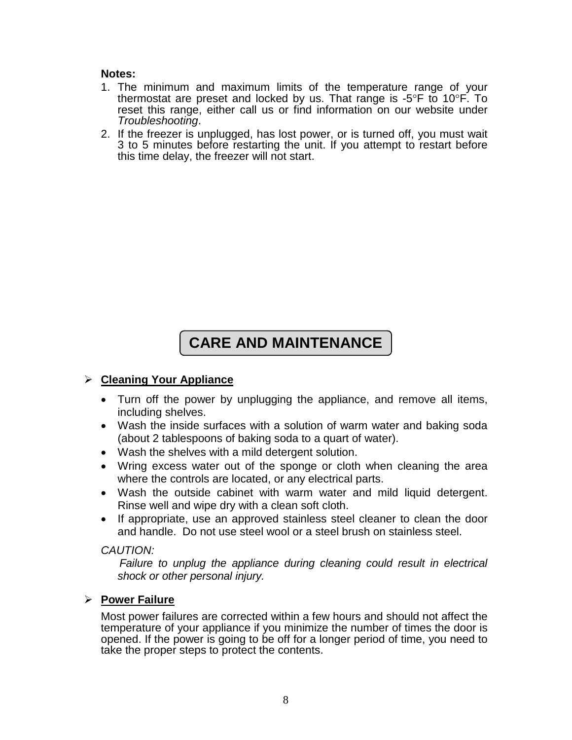**Notes:**

1. The minimum and maximum limits of the temperature range of your thermostat are preset and locked by us. That range is -5°F to 10°F. To reset this range, either call us or find information on our website under *Troubleshooting*.
2. If the freezer is unplugged, has lost power, or is turned off, you must wait 3 to 5 minutes before restarting the unit. If you attempt to restart before this time delay, the freezer will not start.

# CARE AND MAINTENANCE

## ➢ Cleaning Your Appliance

- Turn off the power by unplugging the appliance, and remove all items, including shelves.
- Wash the inside surfaces with a solution of warm water and baking soda (about 2 tablespoons of baking soda to a quart of water).
- Wash the shelves with a mild detergent solution.
- Wring excess water out of the sponge or cloth when cleaning the area where the controls are located, or any electrical parts.
- Wash the outside cabinet with warm water and mild liquid detergent. Rinse well and wipe dry with a clean soft cloth.
- If appropriate, use an approved stainless steel cleaner to clean the door and handle. Do not use steel wool or a steel brush on stainless steel.

*CAUTION:*

*Failure to unplug the appliance during cleaning could result in electrical shock or other personal injury.*

## ➢ Power Failure

Most power failures are corrected within a few hours and should not affect the temperature of your appliance if you minimize the number of times the door is opened. If the power is going to be off for a longer period of time, you need to take the proper steps to protect the contents.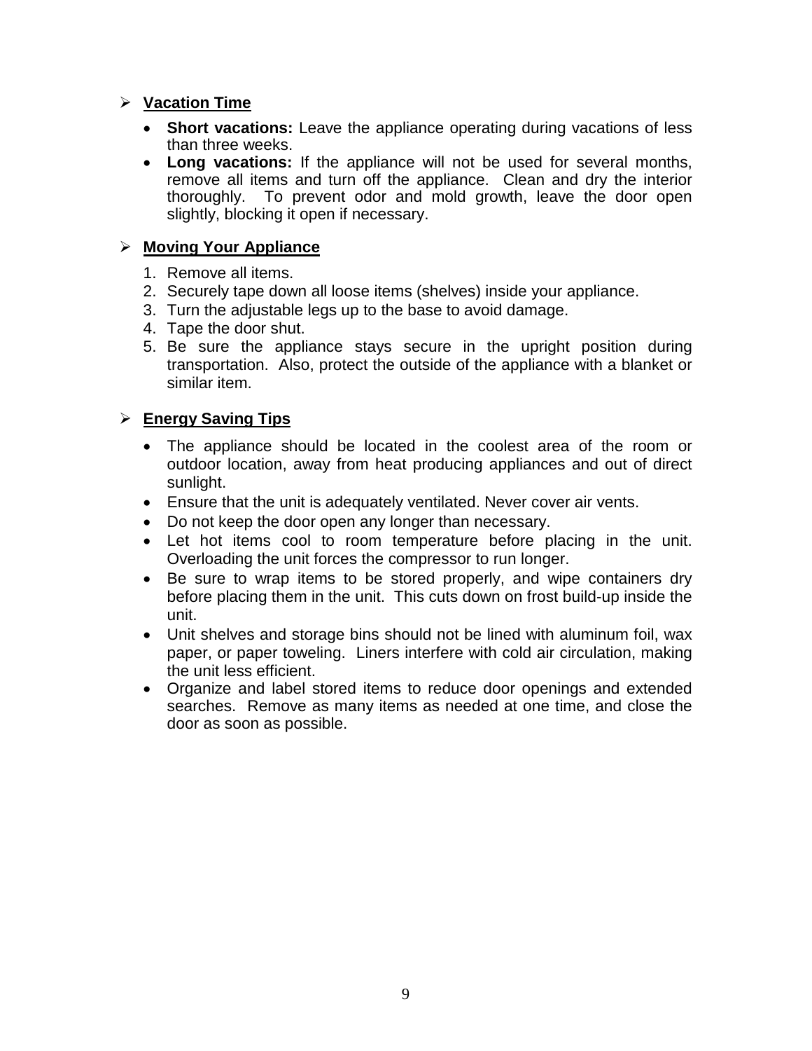## Vacation Time

- **Short vacations:** Leave the appliance operating during vacations of less than three weeks.
- **Long vacations:** If the appliance will not be used for several months, remove all items and turn off the appliance. Clean and dry the interior thoroughly. To prevent odor and mold growth, leave the door open slightly, blocking it open if necessary.

## Moving Your Appliance

1. Remove all items.
2. Securely tape down all loose items (shelves) inside your appliance.
3. Turn the adjustable legs up to the base to avoid damage.
4. Tape the door shut.
5. Be sure the appliance stays secure in the upright position during transportation. Also, protect the outside of the appliance with a blanket or similar item.

## Energy Saving Tips

- The appliance should be located in the coolest area of the room or outdoor location, away from heat producing appliances and out of direct sunlight.
- Ensure that the unit is adequately ventilated. Never cover air vents.
- Do not keep the door open any longer than necessary.
- Let hot items cool to room temperature before placing in the unit. Overloading the unit forces the compressor to run longer.
- Be sure to wrap items to be stored properly, and wipe containers dry before placing them in the unit. This cuts down on frost build-up inside the unit.
- Unit shelves and storage bins should not be lined with aluminum foil, wax paper, or paper toweling. Liners interfere with cold air circulation, making the unit less efficient.
- Organize and label stored items to reduce door openings and extended searches. Remove as many items as needed at one time, and close the door as soon as possible.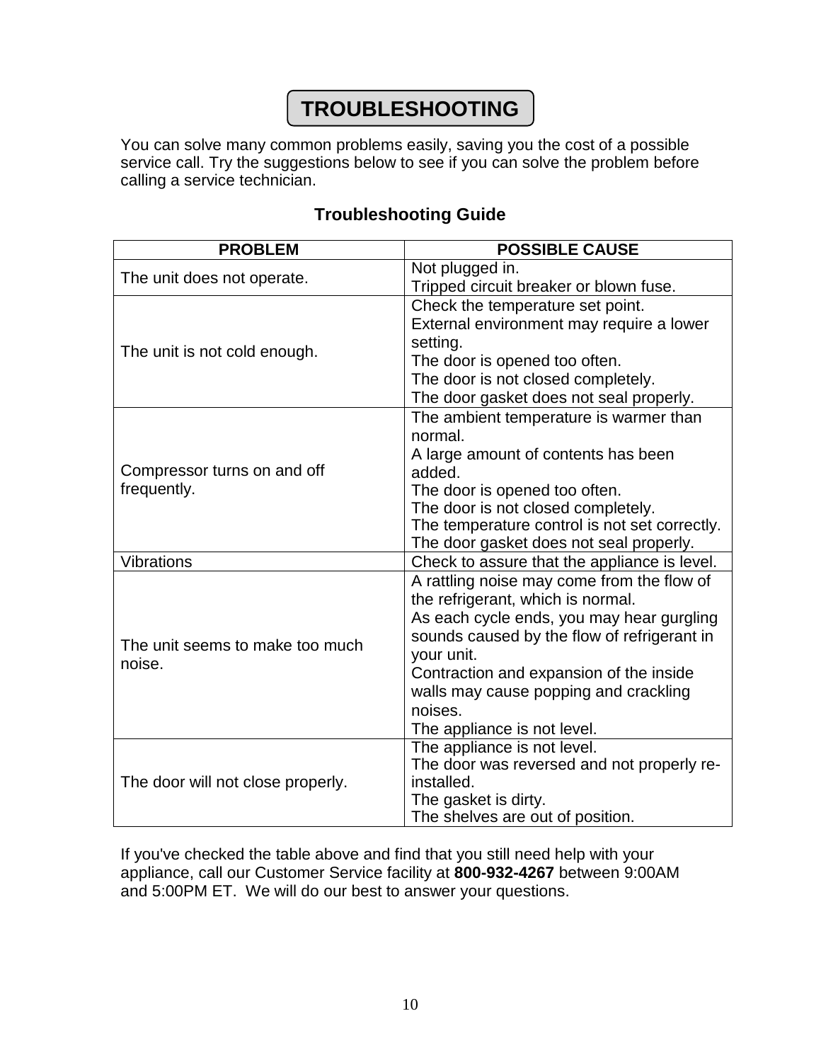# TROUBLESHOOTING

You can solve many common problems easily, saving you the cost of a possible service call. Try the suggestions below to see if you can solve the problem before calling a service technician.

## Troubleshooting Guide

| PROBLEM | POSSIBLE CAUSE |
|---|---|
| The unit does not operate. | Not plugged in.<br>Tripped circuit breaker or blown fuse. |
| The unit is not cold enough. | Check the temperature set point.<br>External environment may require a lower setting.<br>The door is opened too often.<br>The door is not closed completely.<br>The door gasket does not seal properly. |
| Compressor turns on and off frequently. | The ambient temperature is warmer than normal.<br>A large amount of contents has been added.<br>The door is opened too often.<br>The door is not closed completely.<br>The temperature control is not set correctly.<br>The door gasket does not seal properly. |
| Vibrations | Check to assure that the appliance is level. |
| The unit seems to make too much noise. | A rattling noise may come from the flow of the refrigerant, which is normal.<br>As each cycle ends, you may hear gurgling sounds caused by the flow of refrigerant in your unit.<br>Contraction and expansion of the inside walls may cause popping and crackling noises.<br>The appliance is not level. |
| The door will not close properly. | The appliance is not level.<br>The door was reversed and not properly re-installed.<br>The gasket is dirty.<br>The shelves are out of position. |

If you've checked the table above and find that you still need help with your appliance, call our Customer Service facility at **800-932-4267** between 9:00AM and 5:00PM ET. We will do our best to answer your questions.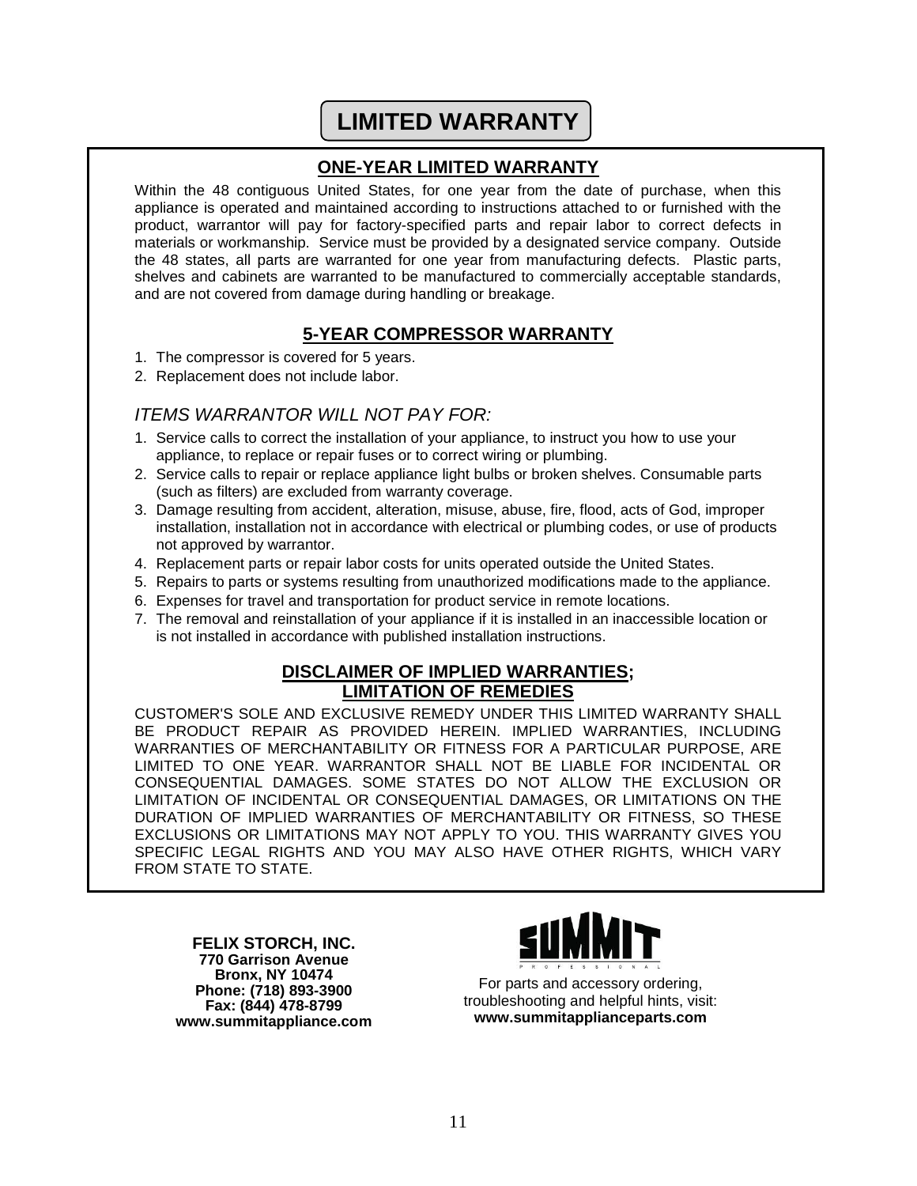# LIMITED WARRANTY

## ONE-YEAR LIMITED WARRANTY

Within the 48 contiguous United States, for one year from the date of purchase, when this appliance is operated and maintained according to instructions attached to or furnished with the product, warrantor will pay for factory-specified parts and repair labor to correct defects in materials or workmanship. Service must be provided by a designated service company. Outside the 48 states, all parts are warranted for one year from manufacturing defects. Plastic parts, shelves and cabinets are warranted to be manufactured to commercially acceptable standards, and are not covered from damage during handling or breakage.

## 5-YEAR COMPRESSOR WARRANTY

1. The compressor is covered for 5 years.
2. Replacement does not include labor.

### *ITEMS WARRANTOR WILL NOT PAY FOR:*

1. Service calls to correct the installation of your appliance, to instruct you how to use your appliance, to replace or repair fuses or to correct wiring or plumbing.
2. Service calls to repair or replace appliance light bulbs or broken shelves. Consumable parts (such as filters) are excluded from warranty coverage.
3. Damage resulting from accident, alteration, misuse, abuse, fire, flood, acts of God, improper installation, installation not in accordance with electrical or plumbing codes, or use of products not approved by warrantor.
4. Replacement parts or repair labor costs for units operated outside the United States.
5. Repairs to parts or systems resulting from unauthorized modifications made to the appliance.
6. Expenses for travel and transportation for product service in remote locations.
7. The removal and reinstallation of your appliance if it is installed in an inaccessible location or is not installed in accordance with published installation instructions.

## DISCLAIMER OF IMPLIED WARRANTIES; LIMITATION OF REMEDIES

CUSTOMER'S SOLE AND EXCLUSIVE REMEDY UNDER THIS LIMITED WARRANTY SHALL BE PRODUCT REPAIR AS PROVIDED HEREIN. IMPLIED WARRANTIES, INCLUDING WARRANTIES OF MERCHANTABILITY OR FITNESS FOR A PARTICULAR PURPOSE, ARE LIMITED TO ONE YEAR. WARRANTOR SHALL NOT BE LIABLE FOR INCIDENTAL OR CONSEQUENTIAL DAMAGES. SOME STATES DO NOT ALLOW THE EXCLUSION OR LIMITATION OF INCIDENTAL OR CONSEQUENTIAL DAMAGES, OR LIMITATIONS ON THE DURATION OF IMPLIED WARRANTIES OF MERCHANTABILITY OR FITNESS, SO THESE EXCLUSIONS OR LIMITATIONS MAY NOT APPLY TO YOU. THIS WARRANTY GIVES YOU SPECIFIC LEGAL RIGHTS AND YOU MAY ALSO HAVE OTHER RIGHTS, WHICH VARY FROM STATE TO STATE.

**FELIX STORCH, INC.**
**770 Garrison Avenue**
**Bronx, NY 10474**
**Phone: (718) 893-3900**
**Fax: (844) 478-8799**
**www.summitappliance.com**

SUMMIT PROFESSIONAL

For parts and accessory ordering, troubleshooting and helpful hints, visit:
**www.summitapplianceparts.com**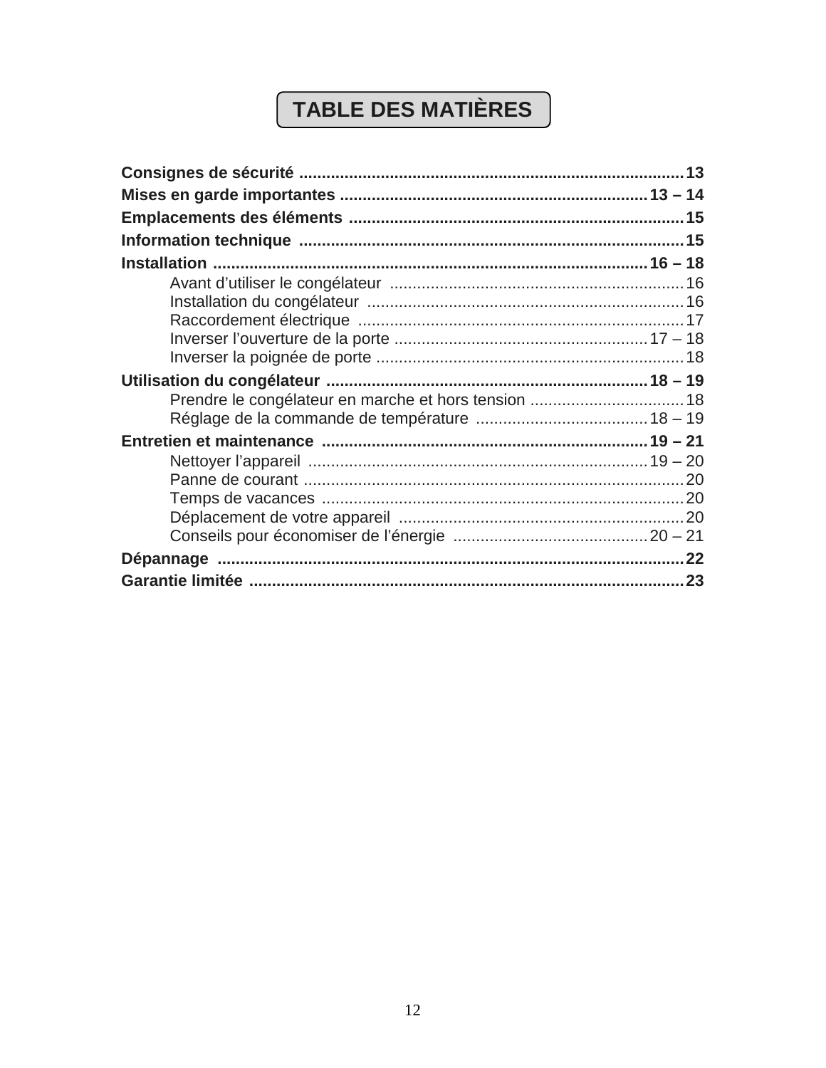# TABLE DES MATIÈRES

**Consignes de sécurité** .......... **13**

**Mises en garde importantes** .......... **13 – 14**

**Emplacements des éléments** .......... **15**

**Information technique** .......... **15**

**Installation** .......... **16 – 18**

- Avant d'utiliser le congélateur .......... 16
- Installation du congélateur .......... 16
- Raccordement électrique .......... 17
- Inverser l'ouverture de la porte .......... 17 – 18
- Inverser la poignée de porte .......... 18

**Utilisation du congélateur** .......... **18 – 19**

- Prendre le congélateur en marche et hors tension .......... 18
- Réglage de la commande de température .......... 18 – 19

**Entretien et maintenance** .......... **19 – 21**

- Nettoyer l'appareil .......... 19 – 20
- Panne de courant .......... 20
- Temps de vacances .......... 20
- Déplacement de votre appareil .......... 20
- Conseils pour économiser de l'énergie .......... 20 – 21

**Dépannage** .......... **22**

**Garantie limitée** .......... **23**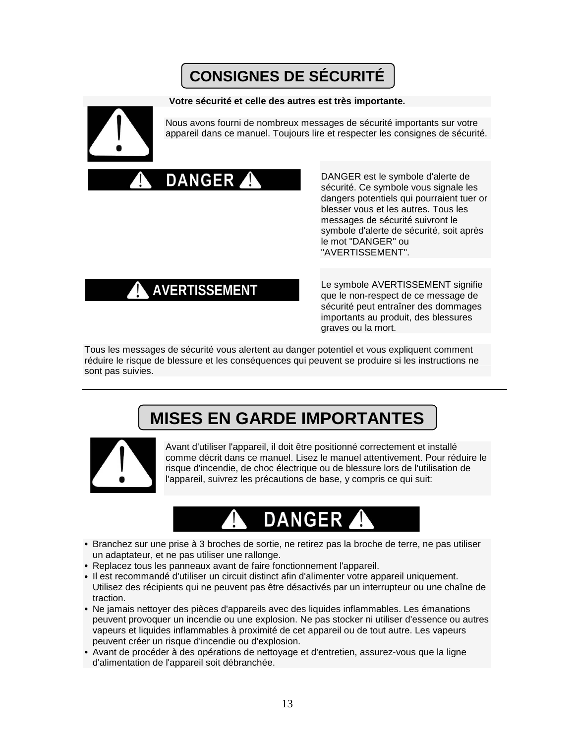# CONSIGNES DE SÉCURITÉ

**Votre sécurité et celle des autres est très importante.**

Nous avons fourni de nombreux messages de sécurité importants sur votre appareil dans ce manuel. Toujours lire et respecter les consignes de sécurité.

**⚠ DANGER ⚠**

DANGER est le symbole d'alerte de sécurité. Ce symbole vous signale les dangers potentiels qui pourraient tuer or blesser vous et les autres. Tous les messages de sécurité suivront le symbole d'alerte de sécurité, soit après le mot "DANGER" ou "AVERTISSEMENT".

**⚠ AVERTISSEMENT**

Le symbole AVERTISSEMENT signifie que le non-respect de ce message de sécurité peut entraîner des dommages importants au produit, des blessures graves ou la mort.

Tous les messages de sécurité vous alertent au danger potentiel et vous expliquent comment réduire le risque de blessure et les conséquences qui peuvent se produire si les instructions ne sont pas suivies.

---

# MISES EN GARDE IMPORTANTES

Avant d'utiliser l'appareil, il doit être positionné correctement et installé comme décrit dans ce manuel. Lisez le manuel attentivement. Pour réduire le risque d'incendie, de choc électrique ou de blessure lors de l'utilisation de l'appareil, suivrez les précautions de base, y compris ce qui suit:

**⚠ DANGER ⚠**

- Branchez sur une prise à 3 broches de sortie, ne retirez pas la broche de terre, ne pas utiliser un adaptateur, et ne pas utiliser une rallonge.
- Replacez tous les panneaux avant de faire fonctionnement l'appareil.
- Il est recommandé d'utiliser un circuit distinct afin d'alimenter votre appareil uniquement. Utilisez des récipients qui ne peuvent pas être désactivés par un interrupteur ou une chaîne de traction.
- Ne jamais nettoyer des pièces d'appareils avec des liquides inflammables. Les émanations peuvent provoquer un incendie ou une explosion. Ne pas stocker ni utiliser d'essence ou autres vapeurs et liquides inflammables à proximité de cet appareil ou de tout autre. Les vapeurs peuvent créer un risque d'incendie ou d'explosion.
- Avant de procéder à des opérations de nettoyage et d'entretien, assurez-vous que la ligne d'alimentation de l'appareil soit débranchée.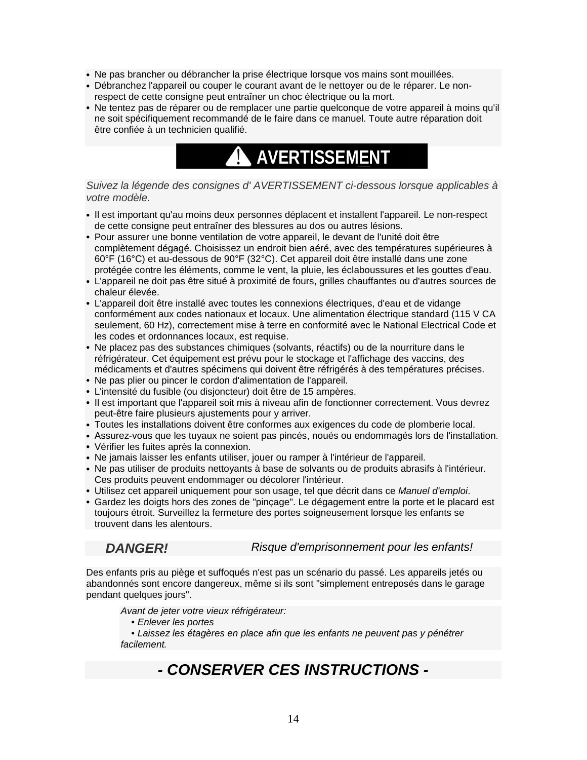- Ne pas brancher ou débrancher la prise électrique lorsque vos mains sont mouillées.
- Débranchez l'appareil ou couper le courant avant de le nettoyer ou de le réparer. Le non-respect de cette consigne peut entraîner un choc électrique ou la mort.
- Ne tentez pas de réparer ou de remplacer une partie quelconque de votre appareil à moins qu'il ne soit spécifiquement recommandé de le faire dans ce manuel. Toute autre réparation doit être confiée à un technicien qualifié.

# ⚠ AVERTISSEMENT

*Suivez la légende des consignes d' AVERTISSEMENT ci-dessous lorsque applicables à votre modèle.*

- Il est important qu'au moins deux personnes déplacent et installent l'appareil. Le non-respect de cette consigne peut entraîner des blessures au dos ou autres lésions.
- Pour assurer une bonne ventilation de votre appareil, le devant de l'unité doit être complètement dégagé. Choisissez un endroit bien aéré, avec des températures supérieures à 60°F (16°C) et au-dessous de 90°F (32°C). Cet appareil doit être installé dans une zone protégée contre les éléments, comme le vent, la pluie, les éclaboussures et les gouttes d'eau.
- L'appareil ne doit pas être situé à proximité de fours, grilles chauffantes ou d'autres sources de chaleur élevée.
- L'appareil doit être installé avec toutes les connexions électriques, d'eau et de vidange conformément aux codes nationaux et locaux. Une alimentation électrique standard (115 V CA seulement, 60 Hz), correctement mise à terre en conformité avec le National Electrical Code et les codes et ordonnances locaux, est requise.
- Ne placez pas des substances chimiques (solvants, réactifs) ou de la nourriture dans le réfrigérateur. Cet équipement est prévu pour le stockage et l'affichage des vaccins, des médicaments et d'autres spécimens qui doivent être réfrigérés à des températures précises.
- Ne pas plier ou pincer le cordon d'alimentation de l'appareil.
- L'intensité du fusible (ou disjoncteur) doit être de 15 ampères.
- Il est important que l'appareil soit mis à niveau afin de fonctionner correctement. Vous devrez peut-être faire plusieurs ajustements pour y arriver.
- Toutes les installations doivent être conformes aux exigences du code de plomberie local.
- Assurez-vous que les tuyaux ne soient pas pincés, noués ou endommagés lors de l'installation.
- Vérifier les fuites après la connexion.
- Ne jamais laisser les enfants utiliser, jouer ou ramper à l'intérieur de l'appareil.
- Ne pas utiliser de produits nettoyants à base de solvants ou de produits abrasifs à l'intérieur. Ces produits peuvent endommager ou décolorer l'intérieur.
- Utilisez cet appareil uniquement pour son usage, tel que décrit dans ce *Manuel d'emploi*.
- Gardez les doigts hors des zones de "pinçage". Le dégagement entre la porte et le placard est toujours étroit. Surveillez la fermeture des portes soigneusement lorsque les enfants se trouvent dans les alentours.

***DANGER!*** *Risque d'emprisonnement pour les enfants!*

Des enfants pris au piège et suffoqués n'est pas un scénario du passé. Les appareils jetés ou abandonnés sont encore dangereux, même si ils sont "simplement entreposés dans le garage pendant quelques jours".

*Avant de jeter votre vieux réfrigérateur:*
- *Enlever les portes*
- *Laissez les étagères en place afin que les enfants ne peuvent pas y pénétrer facilement.*

## *- CONSERVER CES INSTRUCTIONS -*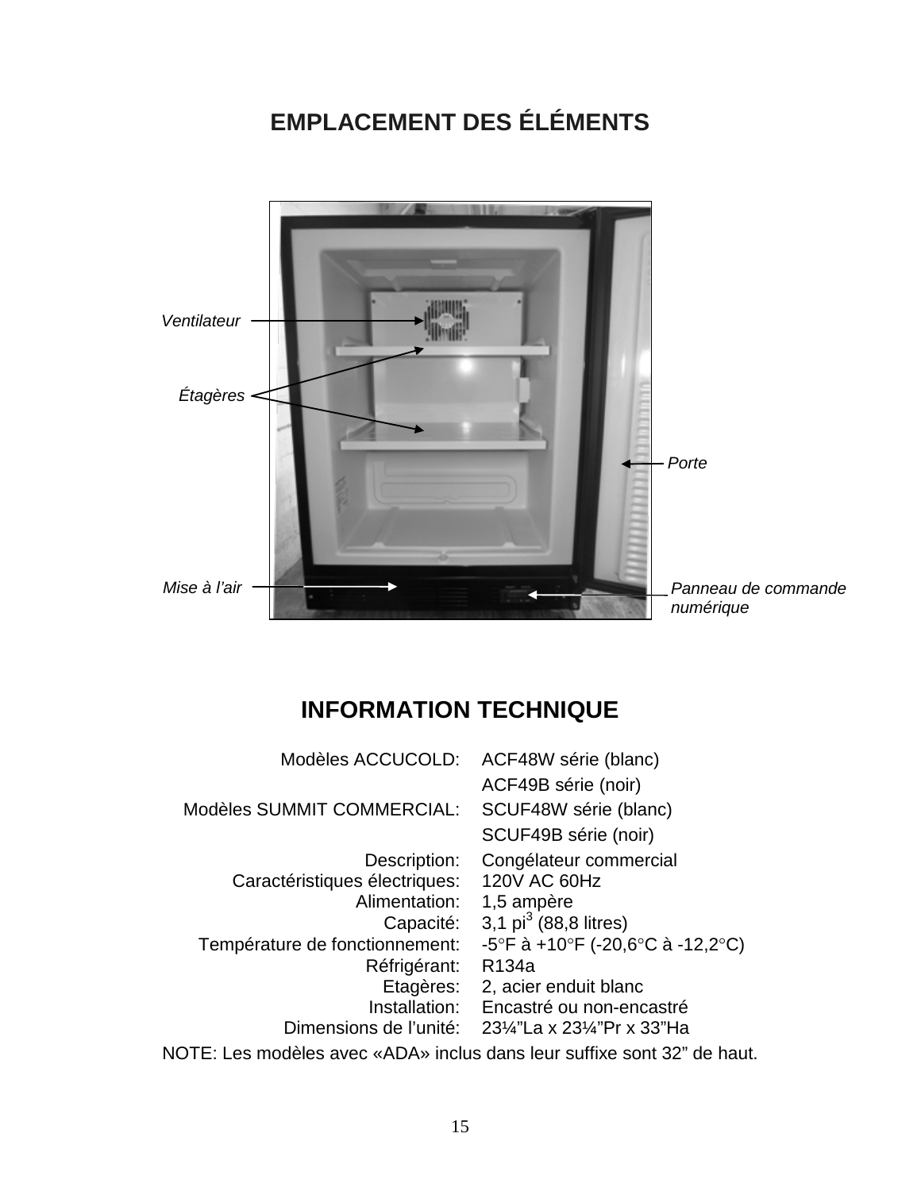# EMPLACEMENT DES ÉLÉMENTS

*Ventilateur*

*Étagères*

*Porte*

*Mise à l'air*

*Panneau de commande numérique*

# INFORMATION TECHNIQUE

| | |
|---|---|
| Modèles ACCUCOLD: | ACF48W série (blanc) |
| | ACF49B série (noir) |
| Modèles SUMMIT COMMERCIAL: | SCUF48W série (blanc) |
| | SCUF49B série (noir) |
| Description: | Congélateur commercial |
| Caractéristiques électriques: | 120V AC 60Hz |
| Alimentation: | 1,5 ampère |
| Capacité: | 3,1 pi$^3$ (88,8 litres) |
| Température de fonctionnement: | -5°F à +10°F (-20,6°C à -12,2°C) |
| Réfrigérant: | R134a |
| Etagères: | 2, acier enduit blanc |
| Installation: | Encastré ou non-encastré |
| Dimensions de l'unité: | 23¼"La x 23¼"Pr x 33"Ha |

NOTE: Les modèles avec «ADA» inclus dans leur suffixe sont 32" de haut.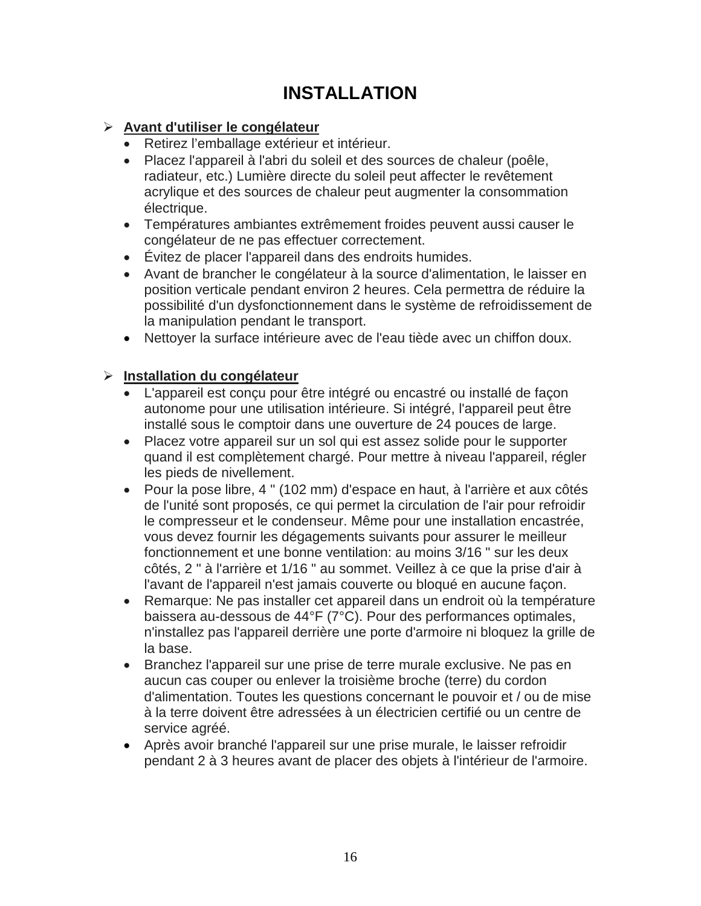# INSTALLATION

- **Avant d'utiliser le congélateur**
  - Retirez l'emballage extérieur et intérieur.
  - Placez l'appareil à l'abri du soleil et des sources de chaleur (poêle, radiateur, etc.) Lumière directe du soleil peut affecter le revêtement acrylique et des sources de chaleur peut augmenter la consommation électrique.
  - Températures ambiantes extrêmement froides peuvent aussi causer le congélateur de ne pas effectuer correctement.
  - Évitez de placer l'appareil dans des endroits humides.
  - Avant de brancher le congélateur à la source d'alimentation, le laisser en position verticale pendant environ 2 heures. Cela permettra de réduire la possibilité d'un dysfonctionnement dans le système de refroidissement de la manipulation pendant le transport.
  - Nettoyer la surface intérieure avec de l'eau tiède avec un chiffon doux.

- **Installation du congélateur**
  - L'appareil est conçu pour être intégré ou encastré ou installé de façon autonome pour une utilisation intérieure. Si intégré, l'appareil peut être installé sous le comptoir dans une ouverture de 24 pouces de large.
  - Placez votre appareil sur un sol qui est assez solide pour le supporter quand il est complètement chargé. Pour mettre à niveau l'appareil, régler les pieds de nivellement.
  - Pour la pose libre, 4 " (102 mm) d'espace en haut, à l'arrière et aux côtés de l'unité sont proposés, ce qui permet la circulation de l'air pour refroidir le compresseur et le condenseur. Même pour une installation encastrée, vous devez fournir les dégagements suivants pour assurer le meilleur fonctionnement et une bonne ventilation: au moins 3/16 " sur les deux côtés, 2 " à l'arrière et 1/16 " au sommet. Veillez à ce que la prise d'air à l'avant de l'appareil n'est jamais couverte ou bloqué en aucune façon.
  - Remarque: Ne pas installer cet appareil dans un endroit où la température baissera au-dessous de 44°F (7°C). Pour des performances optimales, n'installez pas l'appareil derrière une porte d'armoire ni bloquez la grille de la base.
  - Branchez l'appareil sur une prise de terre murale exclusive. Ne pas en aucun cas couper ou enlever la troisième broche (terre) du cordon d'alimentation. Toutes les questions concernant le pouvoir et / ou de mise à la terre doivent être adressées à un électricien certifié ou un centre de service agréé.
  - Après avoir branché l'appareil sur une prise murale, le laisser refroidir pendant 2 à 3 heures avant de placer des objets à l'intérieur de l'armoire.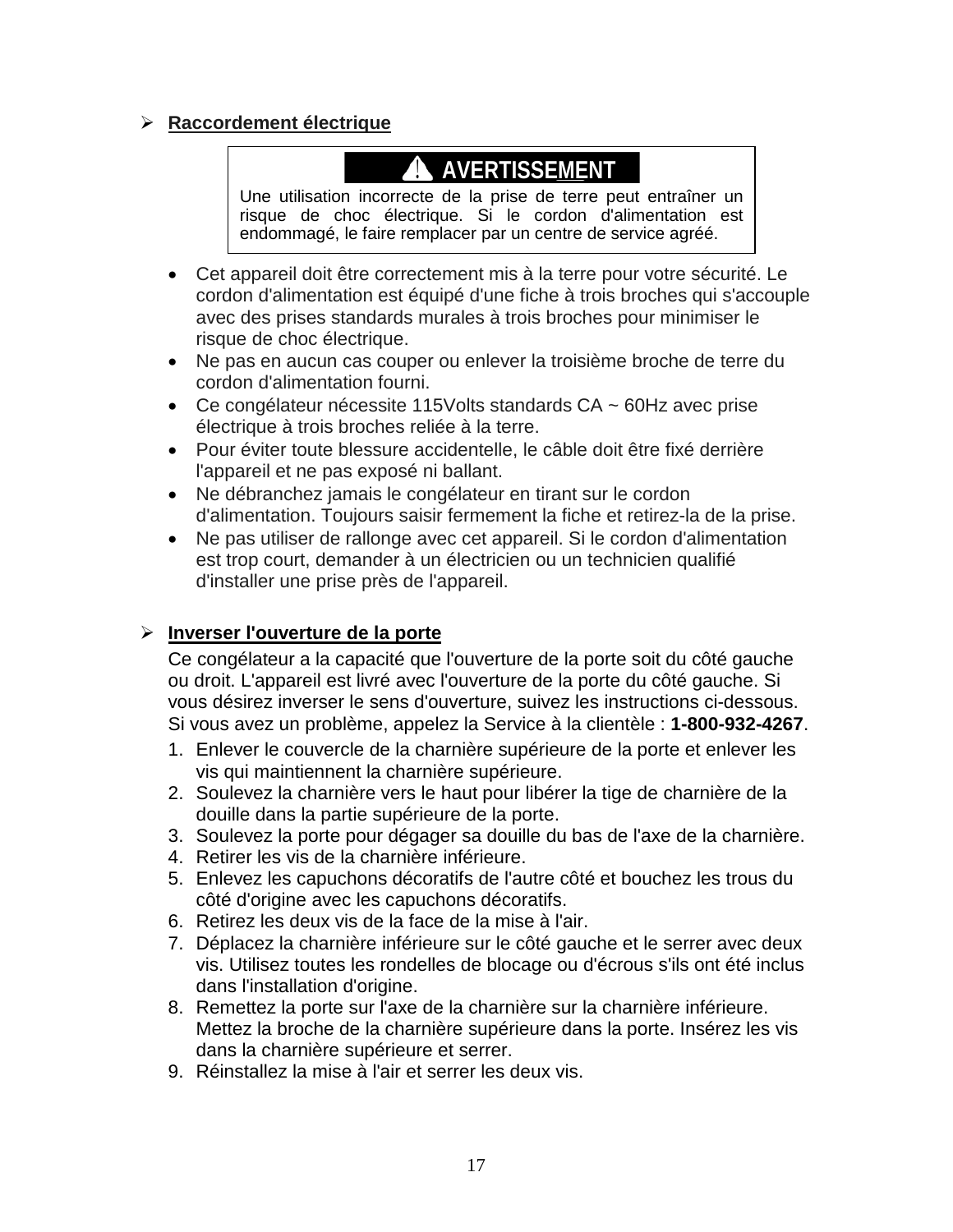- **Raccordement électrique**

> **⚠ AVERTISSEMENT**
>
> Une utilisation incorrecte de la prise de terre peut entraîner un risque de choc électrique. Si le cordon d'alimentation est endommagé, le faire remplacer par un centre de service agréé.

- Cet appareil doit être correctement mis à la terre pour votre sécurité. Le cordon d'alimentation est équipé d'une fiche à trois broches qui s'accouple avec des prises standards murales à trois broches pour minimiser le risque de choc électrique.
- Ne pas en aucun cas couper ou enlever la troisième broche de terre du cordon d'alimentation fourni.
- Ce congélateur nécessite 115Volts standards CA ~ 60Hz avec prise électrique à trois broches reliée à la terre.
- Pour éviter toute blessure accidentelle, le câble doit être fixé derrière l'appareil et ne pas exposé ni ballant.
- Ne débranchez jamais le congélateur en tirant sur le cordon d'alimentation. Toujours saisir fermement la fiche et retirez-la de la prise.
- Ne pas utiliser de rallonge avec cet appareil. Si le cordon d'alimentation est trop court, demander à un électricien ou un technicien qualifié d'installer une prise près de l'appareil.

- **Inverser l'ouverture de la porte**

Ce congélateur a la capacité que l'ouverture de la porte soit du côté gauche ou droit. L'appareil est livré avec l'ouverture de la porte du côté gauche. Si vous désirez inverser le sens d'ouverture, suivez les instructions ci-dessous. Si vous avez un problème, appelez la Service à la clientèle : **1-800-932-4267**.

1. Enlever le couvercle de la charnière supérieure de la porte et enlever les vis qui maintiennent la charnière supérieure.
2. Soulevez la charnière vers le haut pour libérer la tige de charnière de la douille dans la partie supérieure de la porte.
3. Soulevez la porte pour dégager sa douille du bas de l'axe de la charnière.
4. Retirer les vis de la charnière inférieure.
5. Enlevez les capuchons décoratifs de l'autre côté et bouchez les trous du côté d'origine avec les capuchons décoratifs.
6. Retirez les deux vis de la face de la mise à l'air.
7. Déplacez la charnière inférieure sur le côté gauche et le serrer avec deux vis. Utilisez toutes les rondelles de blocage ou d'écrous s'ils ont été inclus dans l'installation d'origine.
8. Remettez la porte sur l'axe de la charnière sur la charnière inférieure. Mettez la broche de la charnière supérieure dans la porte. Insérez les vis dans la charnière supérieure et serrer.
9. Réinstallez la mise à l'air et serrer les deux vis.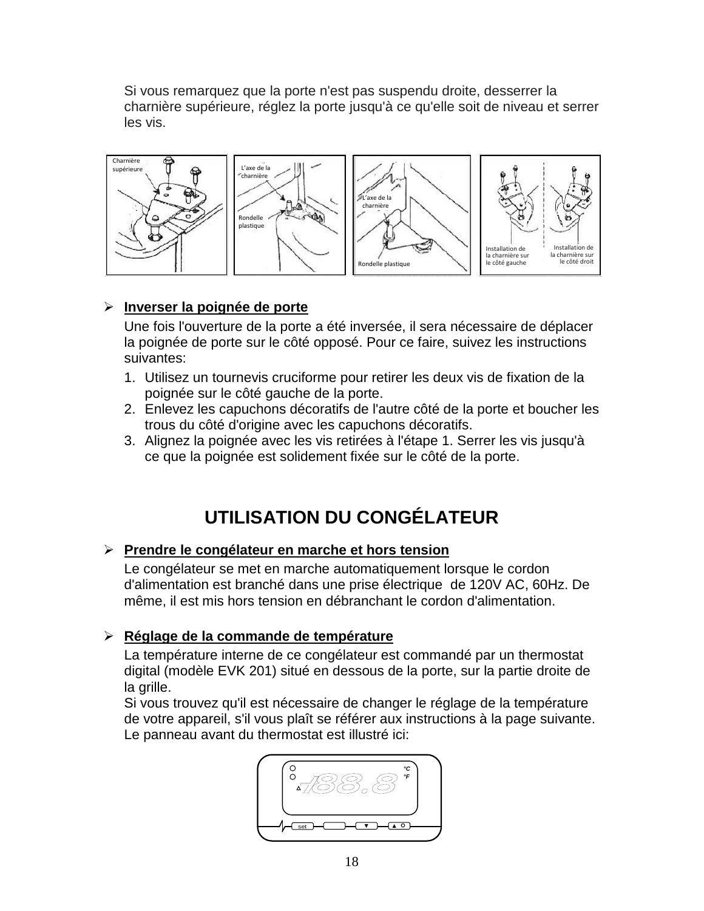Si vous remarquez que la porte n'est pas suspendu droite, desserrer la charnière supérieure, réglez la porte jusqu'à ce qu'elle soit de niveau et serrer les vis.

Charnière supérieure

L'axe de la charnière

Rondelle plastique

L'axe de la charnière

Rondelle plastique

Installation de la charnière sur le côté gauche

Installation de la charnière sur le côté droit

- **Inverser la poignée de porte**

  Une fois l'ouverture de la porte a été inversée, il sera nécessaire de déplacer la poignée de porte sur le côté opposé. Pour ce faire, suivez les instructions suivantes:

  1. Utilisez un tournevis cruciforme pour retirer les deux vis de fixation de la poignée sur le côté gauche de la porte.
  2. Enlevez les capuchons décoratifs de l'autre côté de la porte et boucher les trous du côté d'origine avec les capuchons décoratifs.
  3. Alignez la poignée avec les vis retirées à l'étape 1. Serrer les vis jusqu'à ce que la poignée est solidement fixée sur le côté de la porte.

# UTILISATION DU CONGÉLATEUR

- **Prendre le congélateur en marche et hors tension**

  Le congélateur se met en marche automatiquement lorsque le cordon d'alimentation est branché dans une prise électrique de 120V AC, 60Hz. De même, il est mis hors tension en débranchant le cordon d'alimentation.

- **Réglage de la commande de température**

  La température interne de ce congélateur est commandé par un thermostat digital (modèle EVK 201) situé en dessous de la porte, sur la partie droite de la grille.
  Si vous trouvez qu'il est nécessaire de changer le réglage de la température de votre appareil, s'il vous plaît se référer aux instructions à la page suivante.
  Le panneau avant du thermostat est illustré ici:

°C °F -188.8 set ▼ ▲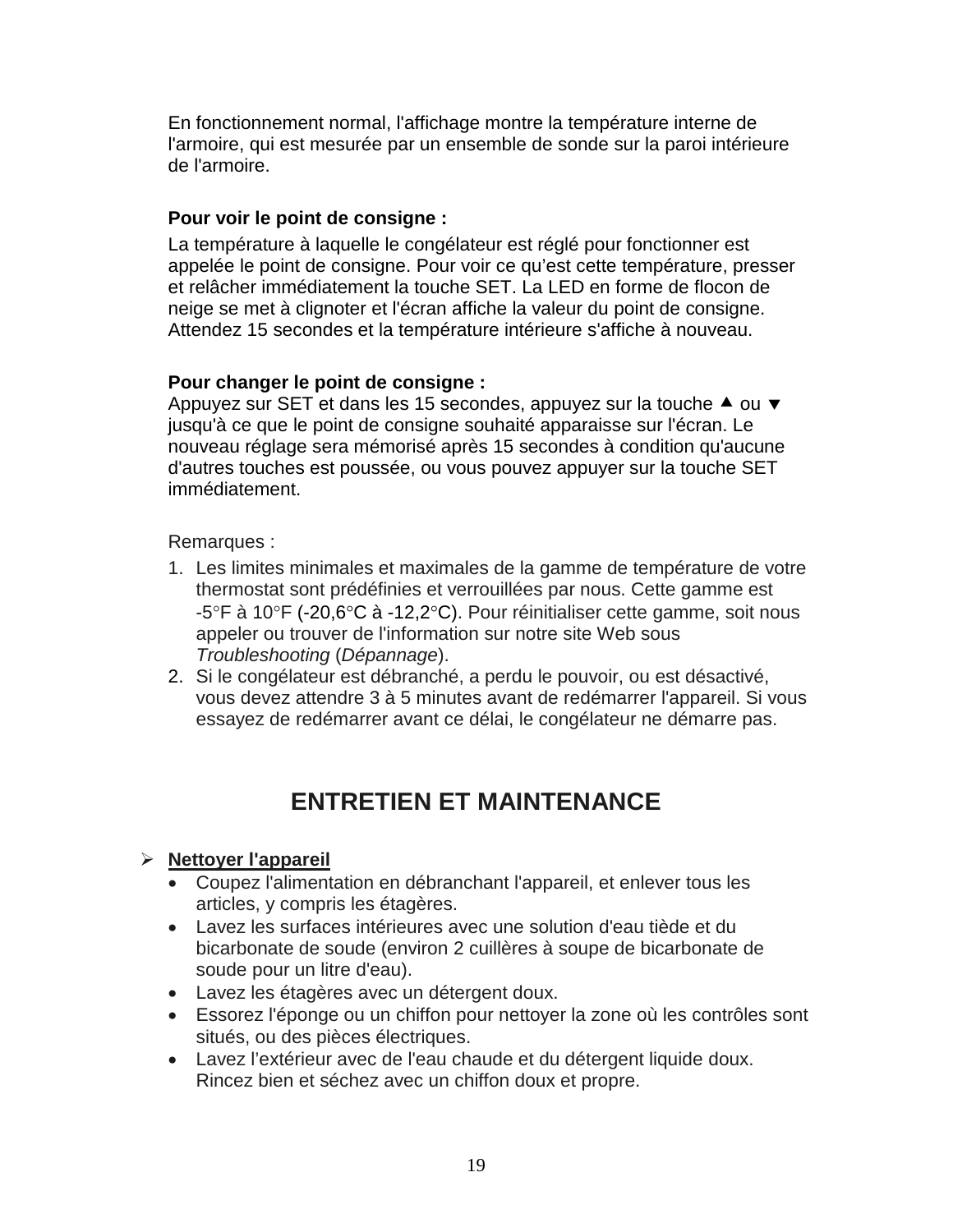En fonctionnement normal, l'affichage montre la température interne de l'armoire, qui est mesurée par un ensemble de sonde sur la paroi intérieure de l'armoire.

**Pour voir le point de consigne :**

La température à laquelle le congélateur est réglé pour fonctionner est appelée le point de consigne. Pour voir ce qu'est cette température, presser et relâcher immédiatement la touche SET. La LED en forme de flocon de neige se met à clignoter et l'écran affiche la valeur du point de consigne. Attendez 15 secondes et la température intérieure s'affiche à nouveau.

**Pour changer le point de consigne :**

Appuyez sur SET et dans les 15 secondes, appuyez sur la touche ▲ ou ▼ jusqu'à ce que le point de consigne souhaité apparaisse sur l'écran. Le nouveau réglage sera mémorisé après 15 secondes à condition qu'aucune d'autres touches est poussée, ou vous pouvez appuyer sur la touche SET immédiatement.

Remarques :

1. Les limites minimales et maximales de la gamme de température de votre thermostat sont prédéfinies et verrouillées par nous. Cette gamme est -5°F à 10°F (-20,6°C à -12,2°C). Pour réinitialiser cette gamme, soit nous appeler ou trouver de l'information sur notre site Web sous *Troubleshooting* (*Dépannage*).
2. Si le congélateur est débranché, a perdu le pouvoir, ou est désactivé, vous devez attendre 3 à 5 minutes avant de redémarrer l'appareil. Si vous essayez de redémarrer avant ce délai, le congélateur ne démarre pas.

## ENTRETIEN ET MAINTENANCE

- **Nettoyer l'appareil**
  - Coupez l'alimentation en débranchant l'appareil, et enlever tous les articles, y compris les étagères.
  - Lavez les surfaces intérieures avec une solution d'eau tiède et du bicarbonate de soude (environ 2 cuillères à soupe de bicarbonate de soude pour un litre d'eau).
  - Lavez les étagères avec un détergent doux.
  - Essorez l'éponge ou un chiffon pour nettoyer la zone où les contrôles sont situés, ou des pièces électriques.
  - Lavez l'extérieur avec de l'eau chaude et du détergent liquide doux. Rincez bien et séchez avec un chiffon doux et propre.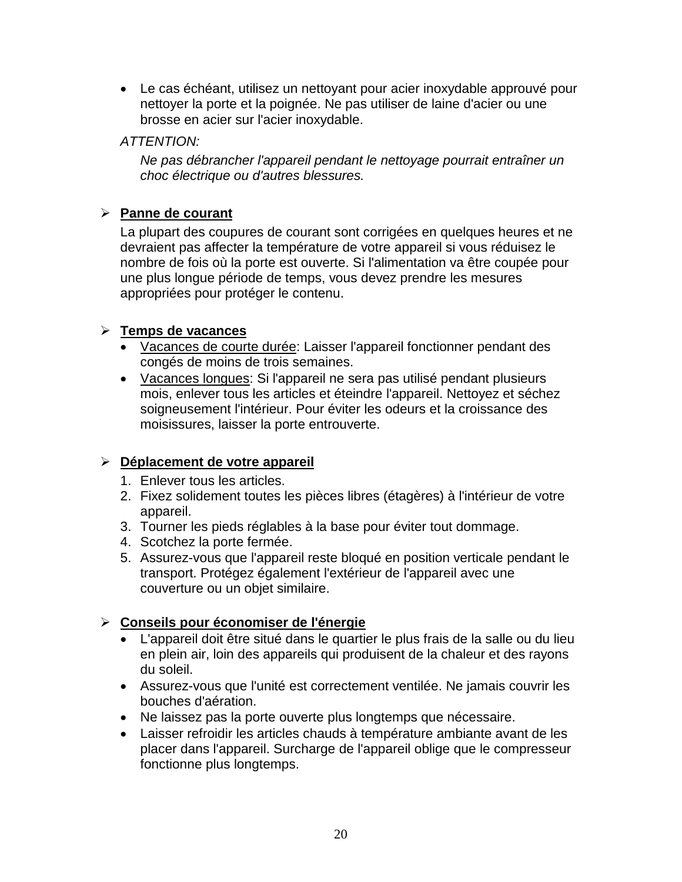- Le cas échéant, utilisez un nettoyant pour acier inoxydable approuvé pour nettoyer la porte et la poignée. Ne pas utiliser de laine d'acier ou une brosse en acier sur l'acier inoxydable.

*ATTENTION:*

*Ne pas débrancher l'appareil pendant le nettoyage pourrait entraîner un choc électrique ou d'autres blessures.*

➢ **Panne de courant**

La plupart des coupures de courant sont corrigées en quelques heures et ne devraient pas affecter la température de votre appareil si vous réduisez le nombre de fois où la porte est ouverte. Si l'alimentation va être coupée pour une plus longue période de temps, vous devez prendre les mesures appropriées pour protéger le contenu.

➢ **Temps de vacances**

- Vacances de courte durée: Laisser l'appareil fonctionner pendant des congés de moins de trois semaines.
- Vacances longues: Si l'appareil ne sera pas utilisé pendant plusieurs mois, enlever tous les articles et éteindre l'appareil. Nettoyez et séchez soigneusement l'intérieur. Pour éviter les odeurs et la croissance des moisissures, laisser la porte entrouverte.

➢ **Déplacement de votre appareil**

1. Enlever tous les articles.
2. Fixez solidement toutes les pièces libres (étagères) à l'intérieur de votre appareil.
3. Tourner les pieds réglables à la base pour éviter tout dommage.
4. Scotchez la porte fermée.
5. Assurez-vous que l'appareil reste bloqué en position verticale pendant le transport. Protégez également l'extérieur de l'appareil avec une couverture ou un objet similaire.

➢ **Conseils pour économiser de l'énergie**

- L'appareil doit être situé dans le quartier le plus frais de la salle ou du lieu en plein air, loin des appareils qui produisent de la chaleur et des rayons du soleil.
- Assurez-vous que l'unité est correctement ventilée. Ne jamais couvrir les bouches d'aération.
- Ne laissez pas la porte ouverte plus longtemps que nécessaire.
- Laisser refroidir les articles chauds à température ambiante avant de les placer dans l'appareil. Surcharge de l'appareil oblige que le compresseur fonctionne plus longtemps.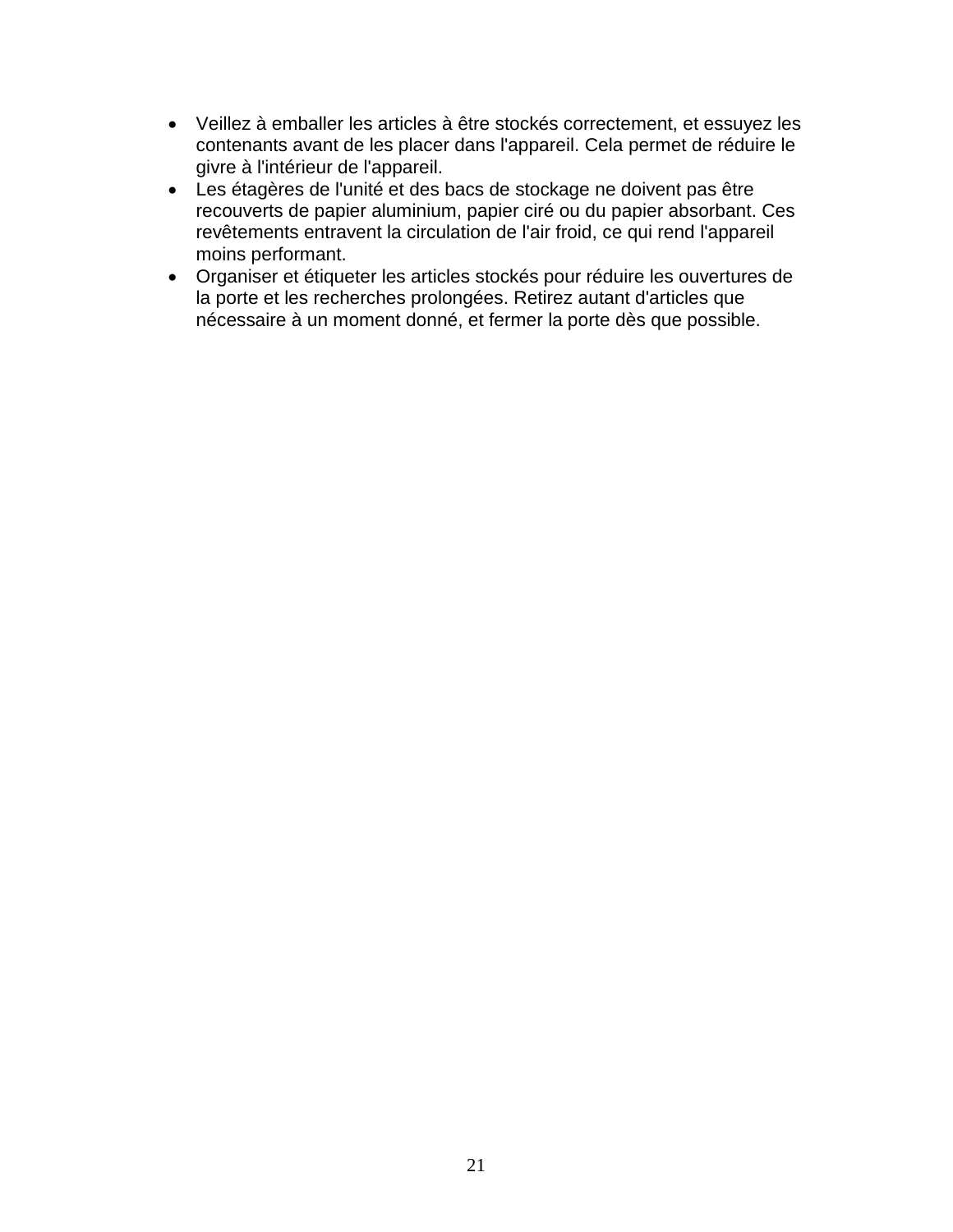- Veillez à emballer les articles à être stockés correctement, et essuyez les contenants avant de les placer dans l'appareil. Cela permet de réduire le givre à l'intérieur de l'appareil.
- Les étagères de l'unité et des bacs de stockage ne doivent pas être recouverts de papier aluminium, papier ciré ou du papier absorbant. Ces revêtements entravent la circulation de l'air froid, ce qui rend l'appareil moins performant.
- Organiser et étiqueter les articles stockés pour réduire les ouvertures de la porte et les recherches prolongées. Retirez autant d'articles que nécessaire à un moment donné, et fermer la porte dès que possible.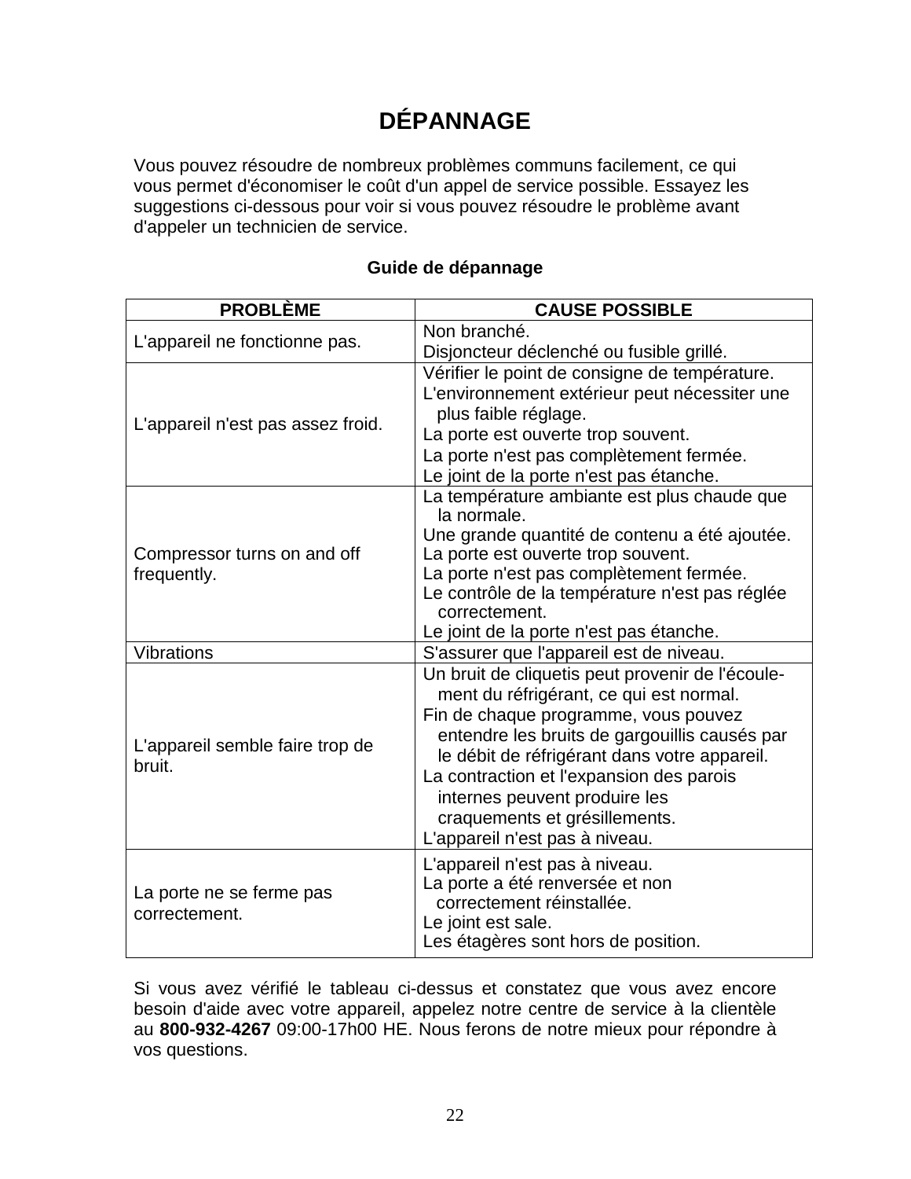# DÉPANNAGE

Vous pouvez résoudre de nombreux problèmes communs facilement, ce qui vous permet d'économiser le coût d'un appel de service possible. Essayez les suggestions ci-dessous pour voir si vous pouvez résoudre le problème avant d'appeler un technicien de service.

### Guide de dépannage

| PROBLÈME | CAUSE POSSIBLE |
|---|---|
| L'appareil ne fonctionne pas. | Non branché.<br>Disjoncteur déclenché ou fusible grillé. |
| L'appareil n'est pas assez froid. | Vérifier le point de consigne de température.<br>L'environnement extérieur peut nécessiter une plus faible réglage.<br>La porte est ouverte trop souvent.<br>La porte n'est pas complètement fermée.<br>Le joint de la porte n'est pas étanche. |
| Compressor turns on and off frequently. | La température ambiante est plus chaude que la normale.<br>Une grande quantité de contenu a été ajoutée.<br>La porte est ouverte trop souvent.<br>La porte n'est pas complètement fermée.<br>Le contrôle de la température n'est pas réglée correctement.<br>Le joint de la porte n'est pas étanche. |
| Vibrations | S'assurer que l'appareil est de niveau. |
| L'appareil semble faire trop de bruit. | Un bruit de cliquetis peut provenir de l'écoulement du réfrigérant, ce qui est normal.<br>Fin de chaque programme, vous pouvez entendre les bruits de gargouillis causés par le débit de réfrigérant dans votre appareil.<br>La contraction et l'expansion des parois internes peuvent produire les craquements et grésillements.<br>L'appareil n'est pas à niveau. |
| La porte ne se ferme pas correctement. | L'appareil n'est pas à niveau.<br>La porte a été renversée et non correctement réinstallée.<br>Le joint est sale.<br>Les étagères sont hors de position. |

Si vous avez vérifié le tableau ci-dessus et constatez que vous avez encore besoin d'aide avec votre appareil, appelez notre centre de service à la clientèle au **800-932-4267** 09:00-17h00 HE. Nous ferons de notre mieux pour répondre à vos questions.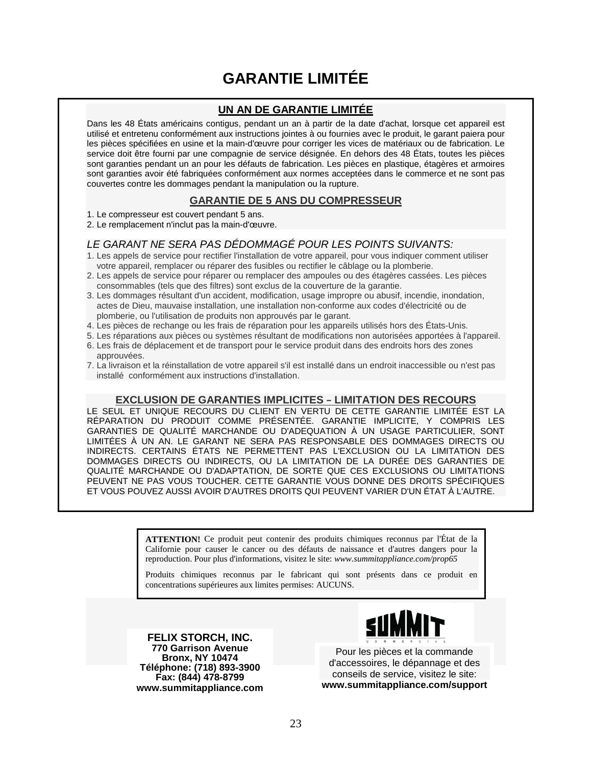# GARANTIE LIMITÉE

## UN AN DE GARANTIE LIMITÉE

Dans les 48 États américains contigus, pendant un an à partir de la date d'achat, lorsque cet appareil est utilisé et entretenu conformément aux instructions jointes à ou fournies avec le produit, le garant paiera pour les pièces spécifiées en usine et la main-d'œuvre pour corriger les vices de matériaux ou de fabrication. Le service doit être fourni par une compagnie de service désignée. En dehors des 48 États, toutes les pièces sont garanties pendant un an pour les défauts de fabrication. Les pièces en plastique, étagères et armoires sont garanties avoir été fabriquées conformément aux normes acceptées dans le commerce et ne sont pas couvertes contre les dommages pendant la manipulation ou la rupture.

## GARANTIE DE 5 ANS DU COMPRESSEUR

1. Le compresseur est couvert pendant 5 ans.
2. Le remplacement n'inclut pas la main-d'œuvre.

## *LE GARANT NE SERA PAS DÉDOMMAGÉ POUR LES POINTS SUIVANTS:*

1. Les appels de service pour rectifier l'installation de votre appareil, pour vous indiquer comment utiliser votre appareil, remplacer ou réparer des fusibles ou rectifier le câblage ou la plomberie.
2. Les appels de service pour réparer ou remplacer des ampoules ou des étagères cassées. Les pièces consommables (tels que des filtres) sont exclus de la couverture de la garantie.
3. Les dommages résultant d'un accident, modification, usage impropre ou abusif, incendie, inondation, actes de Dieu, mauvaise installation, une installation non-conforme aux codes d'électricité ou de plomberie, ou l'utilisation de produits non approuvés par le garant.
4. Les pièces de rechange ou les frais de réparation pour les appareils utilisés hors des États-Unis.
5. Les réparations aux pièces ou systèmes résultant de modifications non autorisées apportées à l'appareil.
6. Les frais de déplacement et de transport pour le service produit dans des endroits hors des zones approuvées.
7. La livraison et la réinstallation de votre appareil s'il est installé dans un endroit inaccessible ou n'est pas installé conformément aux instructions d'installation.

## EXCLUSION DE GARANTIES IMPLICITES – LIMITATION DES RECOURS

LE SEUL ET UNIQUE RECOURS DU CLIENT EN VERTU DE CETTE GARANTIE LIMITÉE EST LA RÉPARATION DU PRODUIT COMME PRÉSENTÉE. GARANTIE IMPLICITE, Y COMPRIS LES GARANTIES DE QUALITÉ MARCHANDE OU D'ADEQUATION À UN USAGE PARTICULIER, SONT LIMITÉES À UN AN. LE GARANT NE SERA PAS RESPONSABLE DES DOMMAGES DIRECTS OU INDIRECTS. CERTAINS ÉTATS NE PERMETTENT PAS L'EXCLUSION OU LA LIMITATION DES DOMMAGES DIRECTS OU INDIRECTS, OU LA LIMITATION DE LA DURÉE DES GARANTIES DE QUALITÉ MARCHANDE OU D'ADAPTATION, DE SORTE QUE CES EXCLUSIONS OU LIMITATIONS PEUVENT NE PAS VOUS TOUCHER. CETTE GARANTIE VOUS DONNE DES DROITS SPÉCIFIQUES ET VOUS POUVEZ AUSSI AVOIR D'AUTRES DROITS QUI PEUVENT VARIER D'UN ÉTAT À L'AUTRE.

**ATTENTION!** Ce produit peut contenir des produits chimiques reconnus par l'État de la Californie pour causer le cancer ou des défauts de naissance et d'autres dangers pour la reproduction. Pour plus d'informations, visitez le site: *www.summitappliance.com/prop65*

Produits chimiques reconnus par le fabricant qui sont présents dans ce produit en concentrations supérieures aux limites permises: AUCUNS.

**FELIX STORCH, INC.**
**770 Garrison Avenue**
**Bronx, NY 10474**
**Téléphone: (718) 893-3900**
**Fax: (844) 478-8799**
**www.summitappliance.com**

SUMMIT COMMERCIAL

Pour les pièces et la commande d'accessoires, le dépannage et des conseils de service, visitez le site:
**www.summitappliance.com/support**